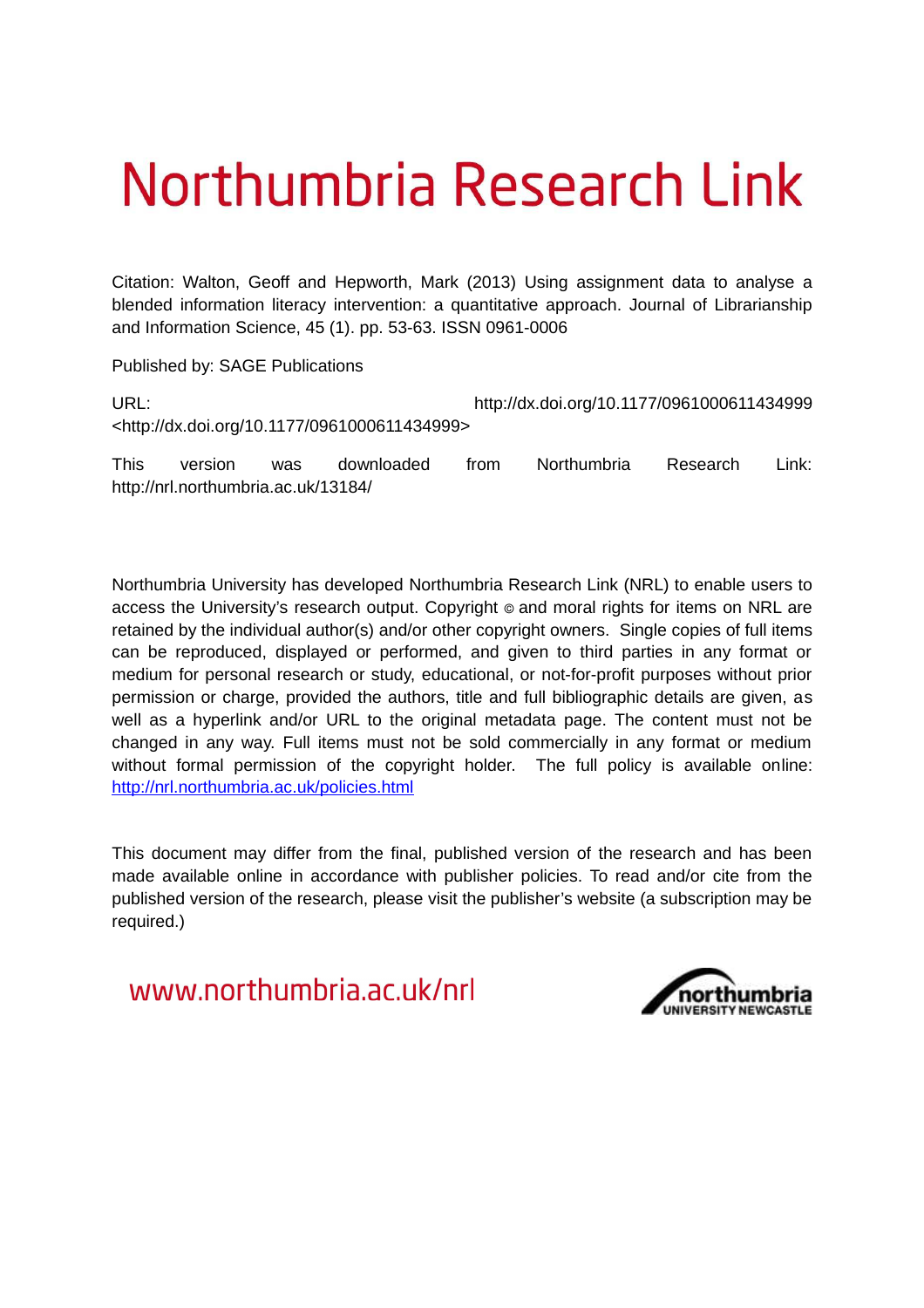# Northumbria Research Link

Citation: Walton, Geoff and Hepworth, Mark (2013) Using assignment data to analyse a blended information literacy intervention: a quantitative approach. Journal of Librarianship and Information Science, 45 (1). pp. 53-63. ISSN 0961-0006

Published by: SAGE Publications

URL: http://dx.doi.org/10.1177/0961000611434999 <http://dx.doi.org/10.1177/0961000611434999>

This version was downloaded from Northumbria Research Link: http://nrl.northumbria.ac.uk/13184/

Northumbria University has developed Northumbria Research Link (NRL) to enable users to access the University's research output. Copyright © and moral rights for items on NRL are retained by the individual author(s) and/or other copyright owners. Single copies of full items can be reproduced, displayed or performed, and given to third parties in any format or medium for personal research or study, educational, or not-for-profit purposes without prior permission or charge, provided the authors, title and full bibliographic details are given, as well as a hyperlink and/or URL to the original metadata page. The content must not be changed in any way. Full items must not be sold commercially in any format or medium without formal permission of the copyright holder. The full policy is available online: http://nrl.northumbria.ac.uk/policies.html

This document may differ from the final, published version of the research and has been made available online in accordance with publisher policies. To read and/or cite from the published version of the research, please visit the publisher's website (a subscription may be required.)

www.northumbria.ac.uk/nrl

northumbria UNIVERSITY NEWCASTLE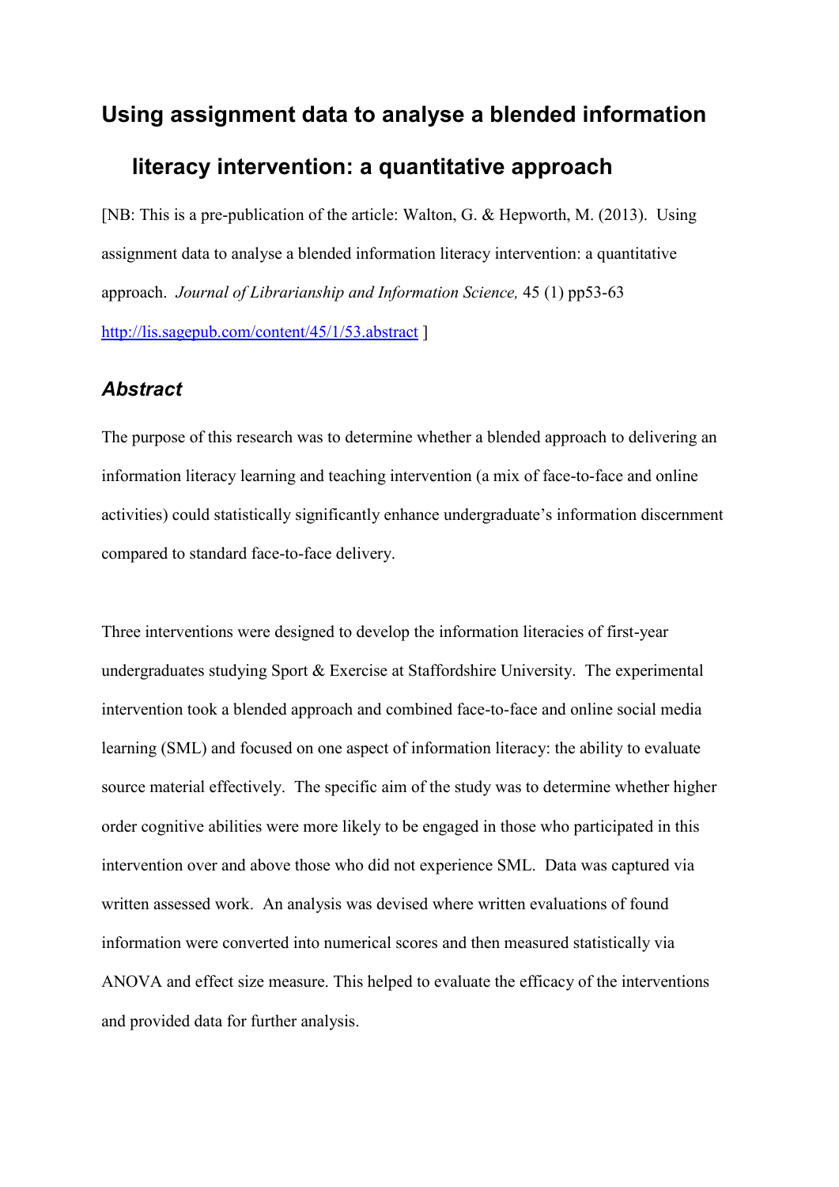# Using assignment data to analyse a blended information literacy intervention: a quantitative approach

[NB: This is a pre-publication of the article: Walton, G. & Hepworth, M. (2013). Using assignment data to analyse a blended information literacy intervention: a quantitative approach. *Journal of Librarianship and Information Science,* 45 (1) pp53-63 http://lis.sagepub.com/content/45/1/53.abstract ]

## *Abstract*

The purpose of this research was to determine whether a blended approach to delivering an information literacy learning and teaching intervention (a mix of face-to-face and online activities) could statistically significantly enhance undergraduate's information discernment compared to standard face-to-face delivery.

Three interventions were designed to develop the information literacies of first-year undergraduates studying Sport & Exercise at Staffordshire University. The experimental intervention took a blended approach and combined face-to-face and online social media learning (SML) and focused on one aspect of information literacy: the ability to evaluate source material effectively. The specific aim of the study was to determine whether higher order cognitive abilities were more likely to be engaged in those who participated in this intervention over and above those who did not experience SML. Data was captured via written assessed work. An analysis was devised where written evaluations of found information were converted into numerical scores and then measured statistically via ANOVA and effect size measure. This helped to evaluate the efficacy of the interventions and provided data for further analysis.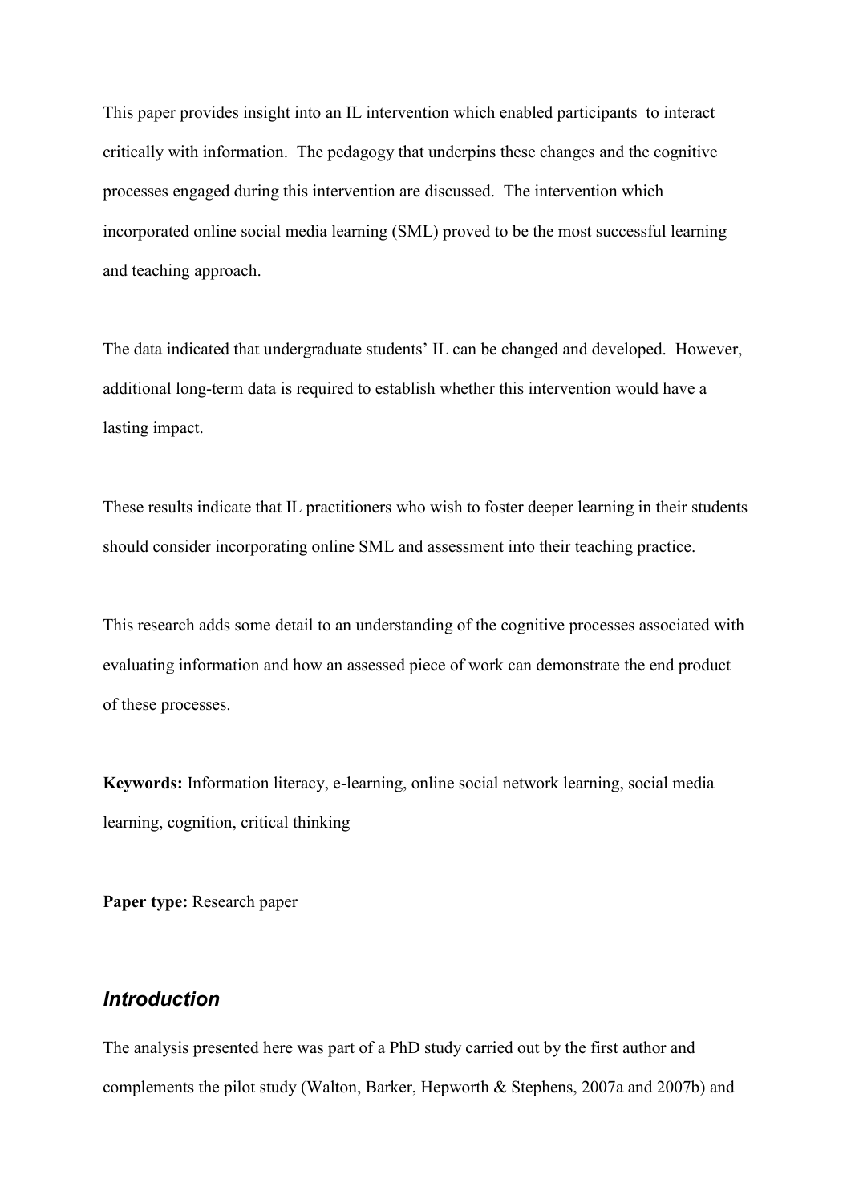This paper provides insight into an IL intervention which enabled participants to interact critically with information. The pedagogy that underpins these changes and the cognitive processes engaged during this intervention are discussed. The intervention which incorporated online social media learning (SML) proved to be the most successful learning and teaching approach.

The data indicated that undergraduate students' IL can be changed and developed. However, additional long-term data is required to establish whether this intervention would have a lasting impact.

These results indicate that IL practitioners who wish to foster deeper learning in their students should consider incorporating online SML and assessment into their teaching practice.

This research adds some detail to an understanding of the cognitive processes associated with evaluating information and how an assessed piece of work can demonstrate the end product of these processes.

**Keywords:** Information literacy, e-learning, online social network learning, social media learning, cognition, critical thinking

**Paper type:** Research paper

## *Introduction*

The analysis presented here was part of a PhD study carried out by the first author and complements the pilot study (Walton, Barker, Hepworth & Stephens, 2007a and 2007b) and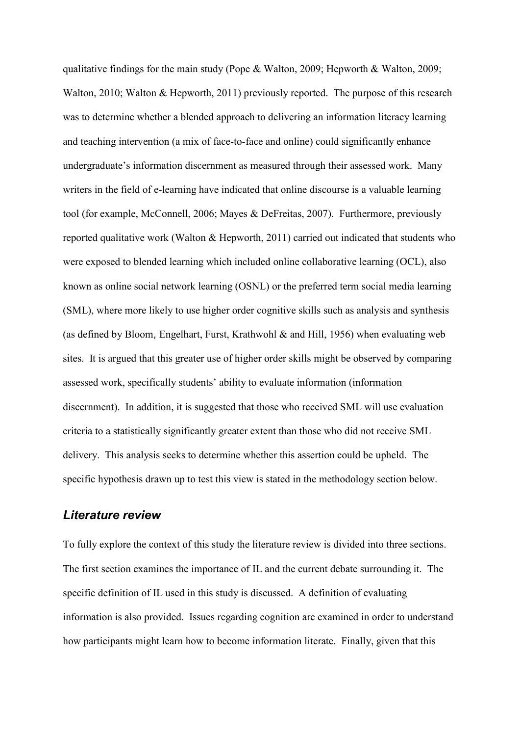qualitative findings for the main study (Pope & Walton, 2009; Hepworth & Walton, 2009; Walton, 2010; Walton & Hepworth, 2011) previously reported. The purpose of this research was to determine whether a blended approach to delivering an information literacy learning and teaching intervention (a mix of face-to-face and online) could significantly enhance undergraduate's information discernment as measured through their assessed work. Many writers in the field of e-learning have indicated that online discourse is a valuable learning tool (for example, McConnell, 2006; Mayes & DeFreitas, 2007). Furthermore, previously reported qualitative work (Walton & Hepworth, 2011) carried out indicated that students who were exposed to blended learning which included online collaborative learning (OCL), also known as online social network learning (OSNL) or the preferred term social media learning (SML), where more likely to use higher order cognitive skills such as analysis and synthesis (as defined by Bloom, Engelhart, Furst, Krathwohl & and Hill, 1956) when evaluating web sites. It is argued that this greater use of higher order skills might be observed by comparing assessed work, specifically students' ability to evaluate information (information discernment). In addition, it is suggested that those who received SML will use evaluation criteria to a statistically significantly greater extent than those who did not receive SML delivery. This analysis seeks to determine whether this assertion could be upheld. The specific hypothesis drawn up to test this view is stated in the methodology section below.

## *Literature review*

To fully explore the context of this study the literature review is divided into three sections. The first section examines the importance of IL and the current debate surrounding it. The specific definition of IL used in this study is discussed. A definition of evaluating information is also provided. Issues regarding cognition are examined in order to understand how participants might learn how to become information literate. Finally, given that this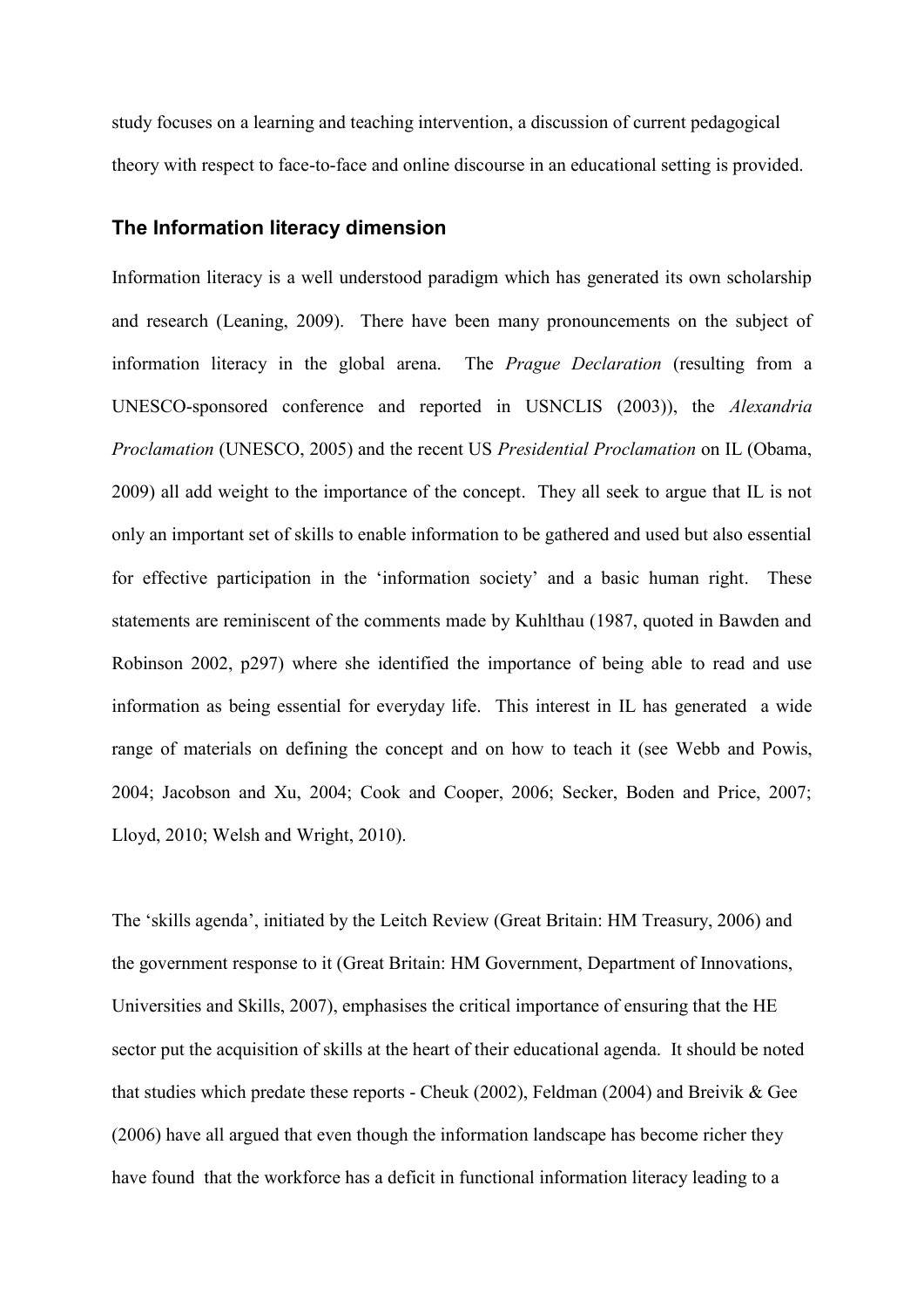study focuses on a learning and teaching intervention, a discussion of current pedagogical theory with respect to face-to-face and online discourse in an educational setting is provided.

## The Information literacy dimension

Information literacy is a well understood paradigm which has generated its own scholarship and research (Leaning, 2009). There have been many pronouncements on the subject of information literacy in the global arena. The *Prague Declaration* (resulting from a UNESCO-sponsored conference and reported in USNCLIS (2003)), the *Alexandria Proclamation* (UNESCO, 2005) and the recent US *Presidential Proclamation* on IL (Obama, 2009) all add weight to the importance of the concept. They all seek to argue that IL is not only an important set of skills to enable information to be gathered and used but also essential for effective participation in the 'information society' and a basic human right. These statements are reminiscent of the comments made by Kuhlthau (1987, quoted in Bawden and Robinson 2002, p297) where she identified the importance of being able to read and use information as being essential for everyday life. This interest in IL has generated a wide range of materials on defining the concept and on how to teach it (see Webb and Powis, 2004; Jacobson and Xu, 2004; Cook and Cooper, 2006; Secker, Boden and Price, 2007; Lloyd, 2010; Welsh and Wright, 2010).

The 'skills agenda', initiated by the Leitch Review (Great Britain: HM Treasury, 2006) and the government response to it (Great Britain: HM Government, Department of Innovations, Universities and Skills, 2007), emphasises the critical importance of ensuring that the HE sector put the acquisition of skills at the heart of their educational agenda. It should be noted that studies which predate these reports - Cheuk (2002), Feldman (2004) and Breivik & Gee (2006) have all argued that even though the information landscape has become richer they have found that the workforce has a deficit in functional information literacy leading to a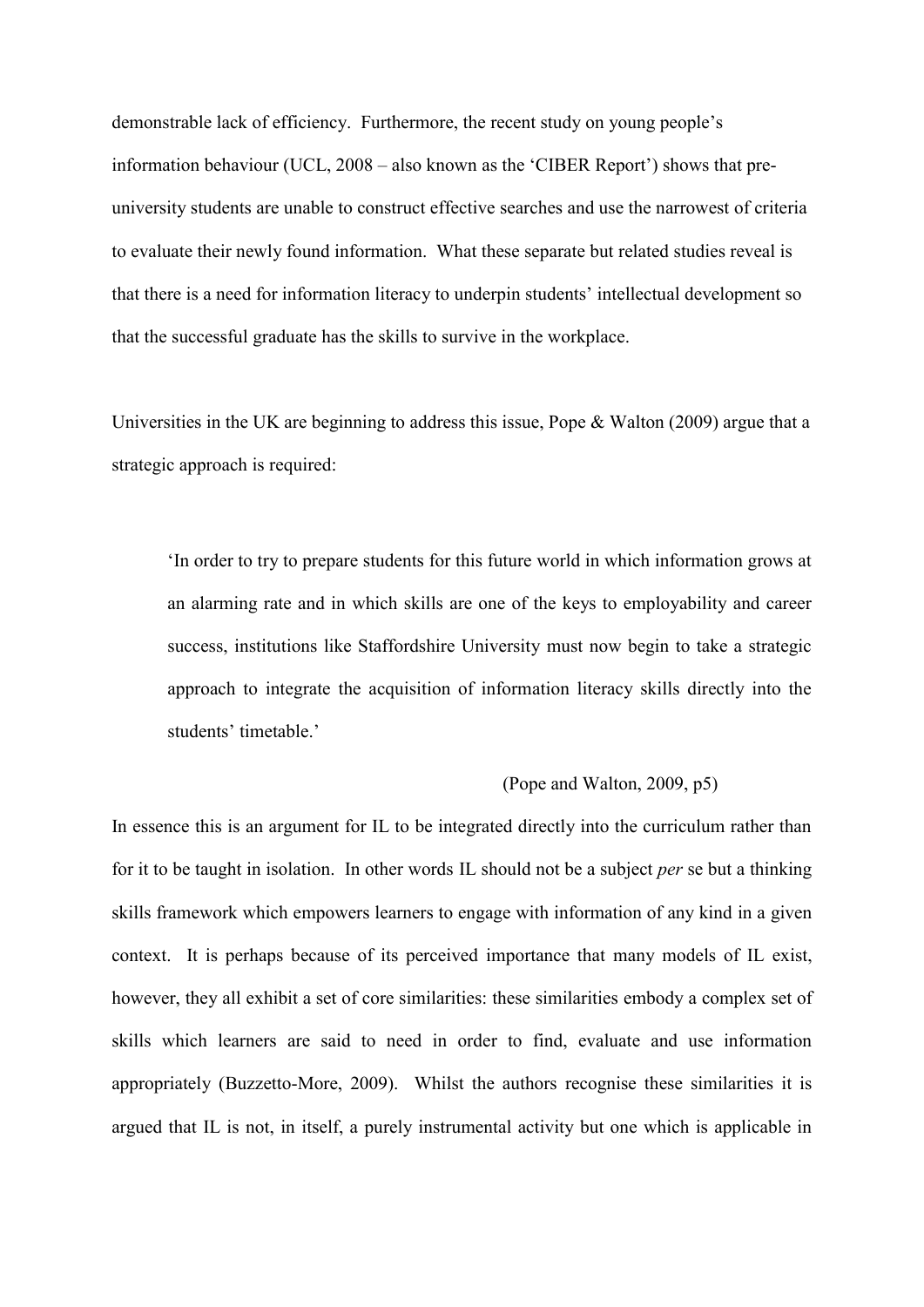demonstrable lack of efficiency. Furthermore, the recent study on young people's information behaviour (UCL, 2008 – also known as the 'CIBER Report') shows that pre-university students are unable to construct effective searches and use the narrowest of criteria to evaluate their newly found information. What these separate but related studies reveal is that there is a need for information literacy to underpin students' intellectual development so that the successful graduate has the skills to survive in the workplace.

Universities in the UK are beginning to address this issue, Pope & Walton (2009) argue that a strategic approach is required:

> 'In order to try to prepare students for this future world in which information grows at an alarming rate and in which skills are one of the keys to employability and career success, institutions like Staffordshire University must now begin to take a strategic approach to integrate the acquisition of information literacy skills directly into the students' timetable.'
>
> (Pope and Walton, 2009, p5)

In essence this is an argument for IL to be integrated directly into the curriculum rather than for it to be taught in isolation. In other words IL should not be a subject *per* se but a thinking skills framework which empowers learners to engage with information of any kind in a given context. It is perhaps because of its perceived importance that many models of IL exist, however, they all exhibit a set of core similarities: these similarities embody a complex set of skills which learners are said to need in order to find, evaluate and use information appropriately (Buzzetto-More, 2009). Whilst the authors recognise these similarities it is argued that IL is not, in itself, a purely instrumental activity but one which is applicable in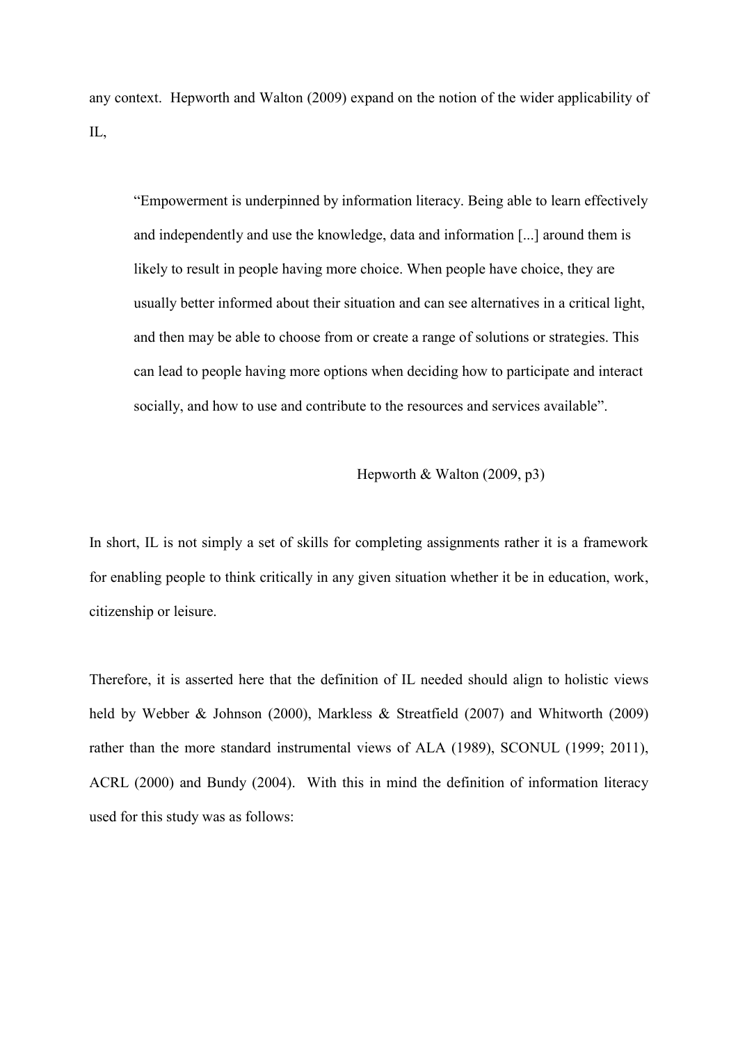any context. Hepworth and Walton (2009) expand on the notion of the wider applicability of IL,

> "Empowerment is underpinned by information literacy. Being able to learn effectively and independently and use the knowledge, data and information [...] around them is likely to result in people having more choice. When people have choice, they are usually better informed about their situation and can see alternatives in a critical light, and then may be able to choose from or create a range of solutions or strategies. This can lead to people having more options when deciding how to participate and interact socially, and how to use and contribute to the resources and services available".
>
> Hepworth & Walton (2009, p3)

In short, IL is not simply a set of skills for completing assignments rather it is a framework for enabling people to think critically in any given situation whether it be in education, work, citizenship or leisure.

Therefore, it is asserted here that the definition of IL needed should align to holistic views held by Webber & Johnson (2000), Markless & Streatfield (2007) and Whitworth (2009) rather than the more standard instrumental views of ALA (1989), SCONUL (1999; 2011), ACRL (2000) and Bundy (2004). With this in mind the definition of information literacy used for this study was as follows: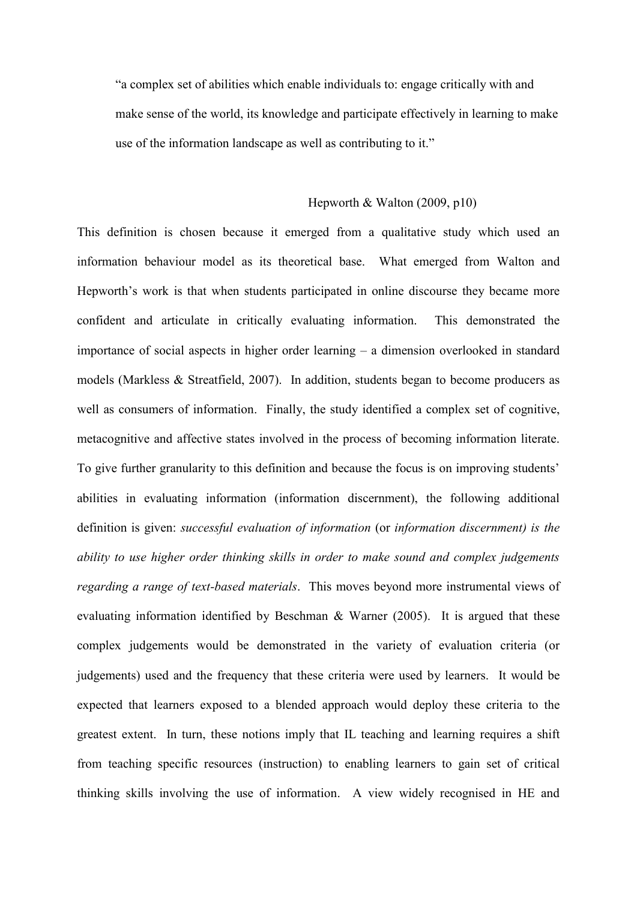> "a complex set of abilities which enable individuals to: engage critically with and make sense of the world, its knowledge and participate effectively in learning to make use of the information landscape as well as contributing to it."
>
> Hepworth & Walton (2009, p10)

This definition is chosen because it emerged from a qualitative study which used an information behaviour model as its theoretical base. What emerged from Walton and Hepworth's work is that when students participated in online discourse they became more confident and articulate in critically evaluating information. This demonstrated the importance of social aspects in higher order learning – a dimension overlooked in standard models (Markless & Streatfield, 2007). In addition, students began to become producers as well as consumers of information. Finally, the study identified a complex set of cognitive, metacognitive and affective states involved in the process of becoming information literate. To give further granularity to this definition and because the focus is on improving students' abilities in evaluating information (information discernment), the following additional definition is given: *successful evaluation of information* (or *information discernment) is the ability to use higher order thinking skills in order to make sound and complex judgements regarding a range of text-based materials*. This moves beyond more instrumental views of evaluating information identified by Beschman & Warner (2005). It is argued that these complex judgements would be demonstrated in the variety of evaluation criteria (or judgements) used and the frequency that these criteria were used by learners. It would be expected that learners exposed to a blended approach would deploy these criteria to the greatest extent. In turn, these notions imply that IL teaching and learning requires a shift from teaching specific resources (instruction) to enabling learners to gain set of critical thinking skills involving the use of information. A view widely recognised in HE and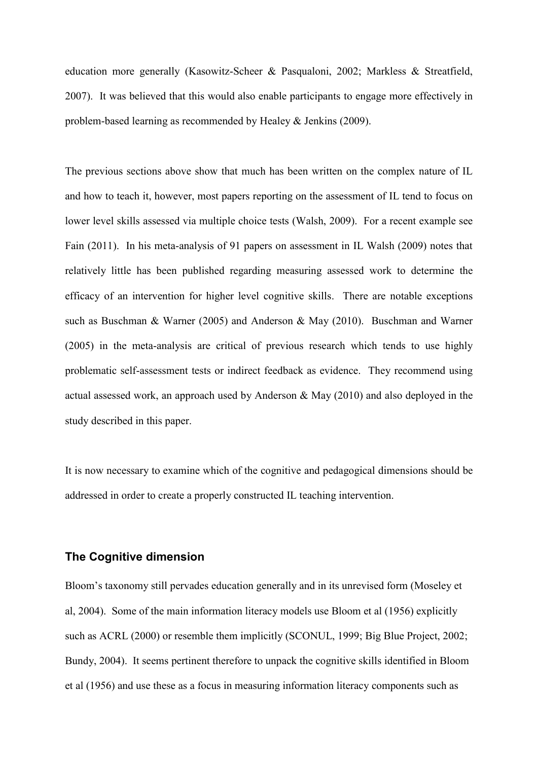education more generally (Kasowitz-Scheer & Pasqualoni, 2002; Markless & Streatfield, 2007). It was believed that this would also enable participants to engage more effectively in problem-based learning as recommended by Healey & Jenkins (2009).

The previous sections above show that much has been written on the complex nature of IL and how to teach it, however, most papers reporting on the assessment of IL tend to focus on lower level skills assessed via multiple choice tests (Walsh, 2009). For a recent example see Fain (2011). In his meta-analysis of 91 papers on assessment in IL Walsh (2009) notes that relatively little has been published regarding measuring assessed work to determine the efficacy of an intervention for higher level cognitive skills. There are notable exceptions such as Buschman & Warner (2005) and Anderson & May (2010). Buschman and Warner (2005) in the meta-analysis are critical of previous research which tends to use highly problematic self-assessment tests or indirect feedback as evidence. They recommend using actual assessed work, an approach used by Anderson & May (2010) and also deployed in the study described in this paper.

It is now necessary to examine which of the cognitive and pedagogical dimensions should be addressed in order to create a properly constructed IL teaching intervention.

## The Cognitive dimension

Bloom's taxonomy still pervades education generally and in its unrevised form (Moseley et al, 2004). Some of the main information literacy models use Bloom et al (1956) explicitly such as ACRL (2000) or resemble them implicitly (SCONUL, 1999; Big Blue Project, 2002; Bundy, 2004). It seems pertinent therefore to unpack the cognitive skills identified in Bloom et al (1956) and use these as a focus in measuring information literacy components such as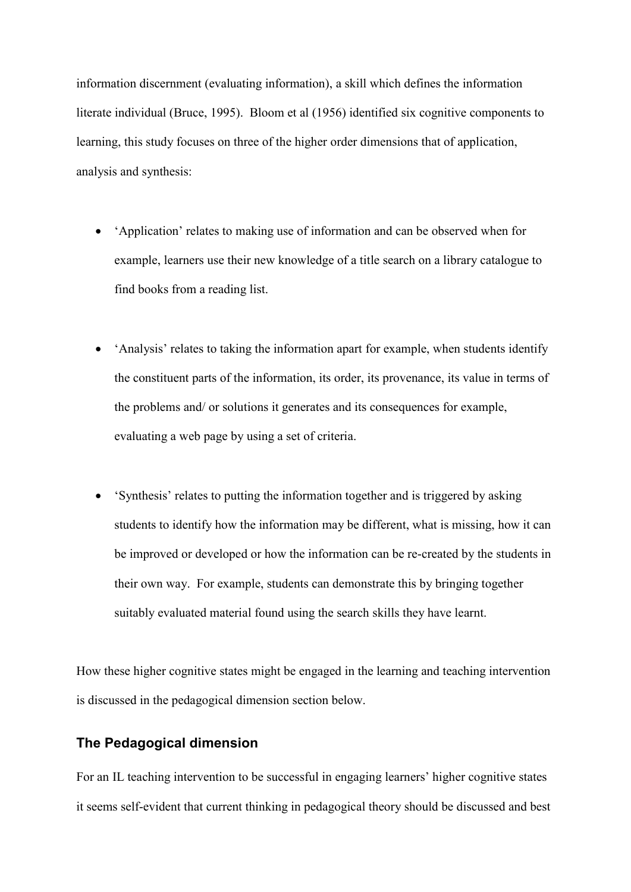information discernment (evaluating information), a skill which defines the information literate individual (Bruce, 1995). Bloom et al (1956) identified six cognitive components to learning, this study focuses on three of the higher order dimensions that of application, analysis and synthesis:

- 'Application' relates to making use of information and can be observed when for example, learners use their new knowledge of a title search on a library catalogue to find books from a reading list.

- 'Analysis' relates to taking the information apart for example, when students identify the constituent parts of the information, its order, its provenance, its value in terms of the problems and/ or solutions it generates and its consequences for example, evaluating a web page by using a set of criteria.

- 'Synthesis' relates to putting the information together and is triggered by asking students to identify how the information may be different, what is missing, how it can be improved or developed or how the information can be re-created by the students in their own way. For example, students can demonstrate this by bringing together suitably evaluated material found using the search skills they have learnt.

How these higher cognitive states might be engaged in the learning and teaching intervention is discussed in the pedagogical dimension section below.

### The Pedagogical dimension

For an IL teaching intervention to be successful in engaging learners' higher cognitive states it seems self-evident that current thinking in pedagogical theory should be discussed and best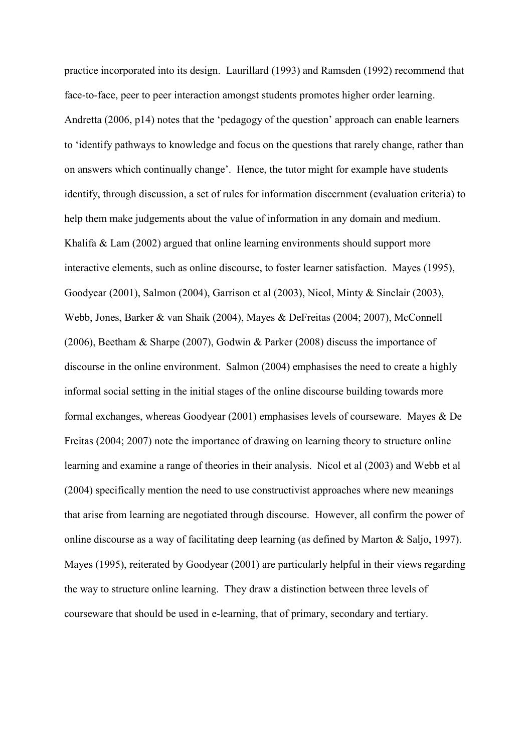practice incorporated into its design. Laurillard (1993) and Ramsden (1992) recommend that face-to-face, peer to peer interaction amongst students promotes higher order learning. Andretta (2006, p14) notes that the 'pedagogy of the question' approach can enable learners to 'identify pathways to knowledge and focus on the questions that rarely change, rather than on answers which continually change'. Hence, the tutor might for example have students identify, through discussion, a set of rules for information discernment (evaluation criteria) to help them make judgements about the value of information in any domain and medium. Khalifa & Lam (2002) argued that online learning environments should support more interactive elements, such as online discourse, to foster learner satisfaction. Mayes (1995), Goodyear (2001), Salmon (2004), Garrison et al (2003), Nicol, Minty & Sinclair (2003), Webb, Jones, Barker & van Shaik (2004), Mayes & DeFreitas (2004; 2007), McConnell (2006), Beetham & Sharpe (2007), Godwin & Parker (2008) discuss the importance of discourse in the online environment. Salmon (2004) emphasises the need to create a highly informal social setting in the initial stages of the online discourse building towards more formal exchanges, whereas Goodyear (2001) emphasises levels of courseware. Mayes & De Freitas (2004; 2007) note the importance of drawing on learning theory to structure online learning and examine a range of theories in their analysis. Nicol et al (2003) and Webb et al (2004) specifically mention the need to use constructivist approaches where new meanings that arise from learning are negotiated through discourse. However, all confirm the power of online discourse as a way of facilitating deep learning (as defined by Marton & Saljo, 1997). Mayes (1995), reiterated by Goodyear (2001) are particularly helpful in their views regarding the way to structure online learning. They draw a distinction between three levels of courseware that should be used in e-learning, that of primary, secondary and tertiary.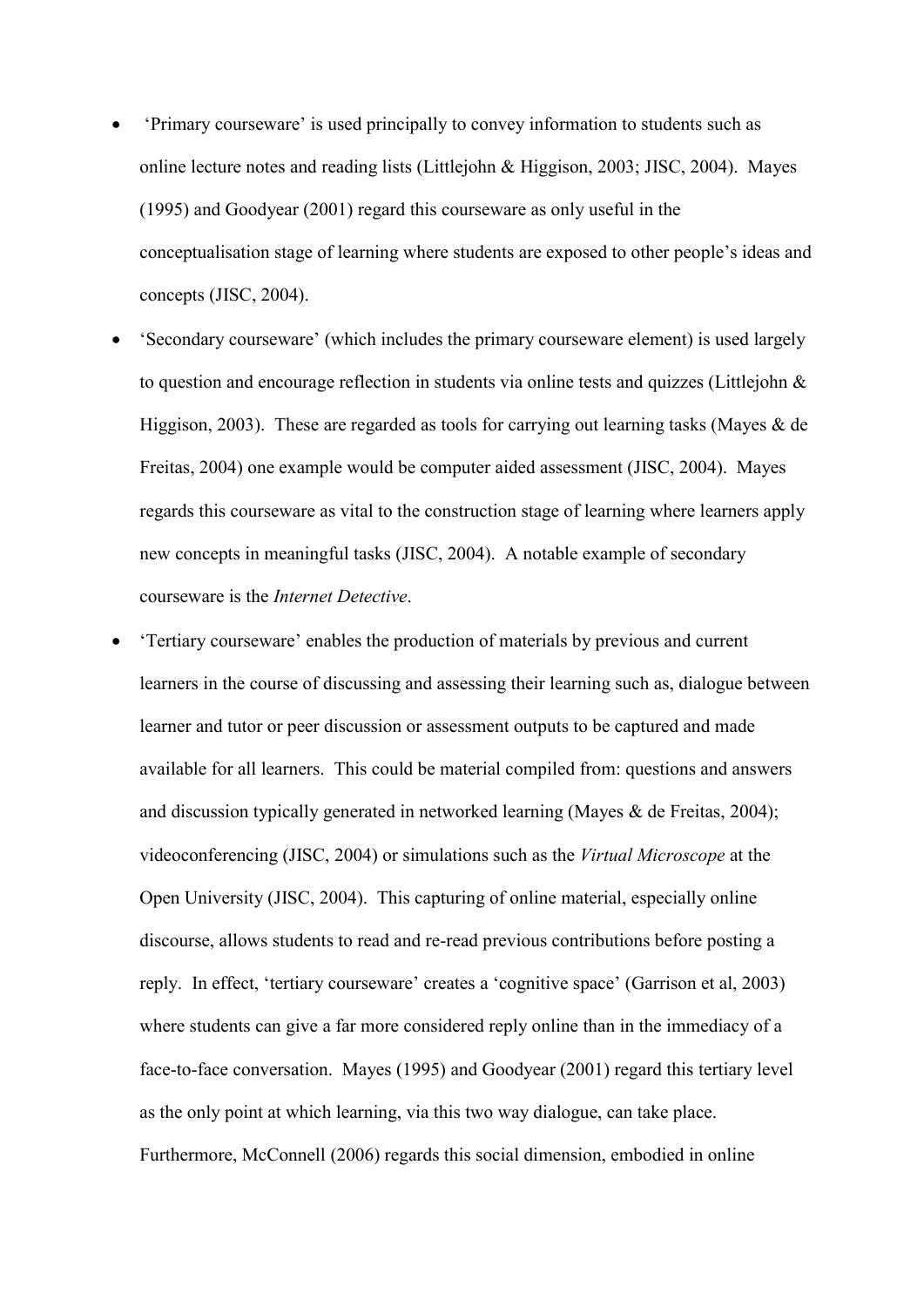- 'Primary courseware' is used principally to convey information to students such as online lecture notes and reading lists (Littlejohn & Higgison, 2003; JISC, 2004). Mayes (1995) and Goodyear (2001) regard this courseware as only useful in the conceptualisation stage of learning where students are exposed to other people's ideas and concepts (JISC, 2004).
- 'Secondary courseware' (which includes the primary courseware element) is used largely to question and encourage reflection in students via online tests and quizzes (Littlejohn & Higgison, 2003). These are regarded as tools for carrying out learning tasks (Mayes & de Freitas, 2004) one example would be computer aided assessment (JISC, 2004). Mayes regards this courseware as vital to the construction stage of learning where learners apply new concepts in meaningful tasks (JISC, 2004). A notable example of secondary courseware is the *Internet Detective*.
- 'Tertiary courseware' enables the production of materials by previous and current learners in the course of discussing and assessing their learning such as, dialogue between learner and tutor or peer discussion or assessment outputs to be captured and made available for all learners. This could be material compiled from: questions and answers and discussion typically generated in networked learning (Mayes & de Freitas, 2004); videoconferencing (JISC, 2004) or simulations such as the *Virtual Microscope* at the Open University (JISC, 2004). This capturing of online material, especially online discourse, allows students to read and re-read previous contributions before posting a reply. In effect, 'tertiary courseware' creates a 'cognitive space' (Garrison et al, 2003) where students can give a far more considered reply online than in the immediacy of a face-to-face conversation. Mayes (1995) and Goodyear (2001) regard this tertiary level as the only point at which learning, via this two way dialogue, can take place. Furthermore, McConnell (2006) regards this social dimension, embodied in online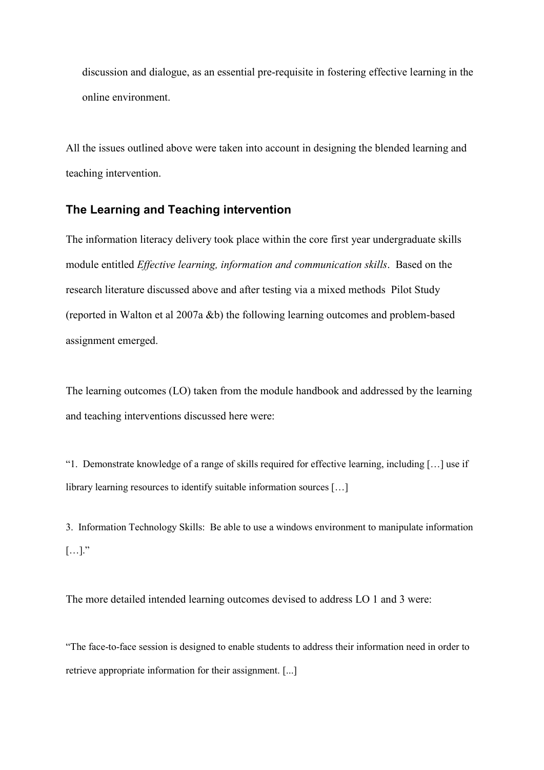discussion and dialogue, as an essential pre-requisite in fostering effective learning in the online environment.

All the issues outlined above were taken into account in designing the blended learning and teaching intervention.

## The Learning and Teaching intervention

The information literacy delivery took place within the core first year undergraduate skills module entitled *Effective learning, information and communication skills*. Based on the research literature discussed above and after testing via a mixed methods Pilot Study (reported in Walton et al 2007a &b) the following learning outcomes and problem-based assignment emerged.

The learning outcomes (LO) taken from the module handbook and addressed by the learning and teaching interventions discussed here were:

"1. Demonstrate knowledge of a range of skills required for effective learning, including […] use if library learning resources to identify suitable information sources […]

3. Information Technology Skills: Be able to use a windows environment to manipulate information […]."

The more detailed intended learning outcomes devised to address LO 1 and 3 were:

"The face-to-face session is designed to enable students to address their information need in order to retrieve appropriate information for their assignment. [...]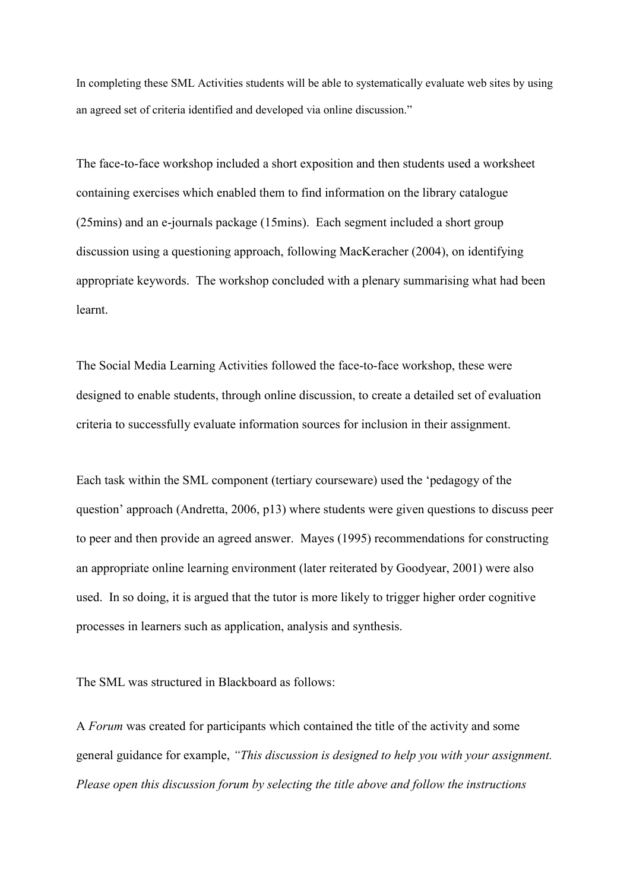In completing these SML Activities students will be able to systematically evaluate web sites by using an agreed set of criteria identified and developed via online discussion."

The face-to-face workshop included a short exposition and then students used a worksheet containing exercises which enabled them to find information on the library catalogue (25mins) and an e-journals package (15mins). Each segment included a short group discussion using a questioning approach, following MacKeracher (2004), on identifying appropriate keywords. The workshop concluded with a plenary summarising what had been learnt.

The Social Media Learning Activities followed the face-to-face workshop, these were designed to enable students, through online discussion, to create a detailed set of evaluation criteria to successfully evaluate information sources for inclusion in their assignment.

Each task within the SML component (tertiary courseware) used the 'pedagogy of the question' approach (Andretta, 2006, p13) where students were given questions to discuss peer to peer and then provide an agreed answer. Mayes (1995) recommendations for constructing an appropriate online learning environment (later reiterated by Goodyear, 2001) were also used. In so doing, it is argued that the tutor is more likely to trigger higher order cognitive processes in learners such as application, analysis and synthesis.

The SML was structured in Blackboard as follows:

A *Forum* was created for participants which contained the title of the activity and some general guidance for example, *"This discussion is designed to help you with your assignment. Please open this discussion forum by selecting the title above and follow the instructions*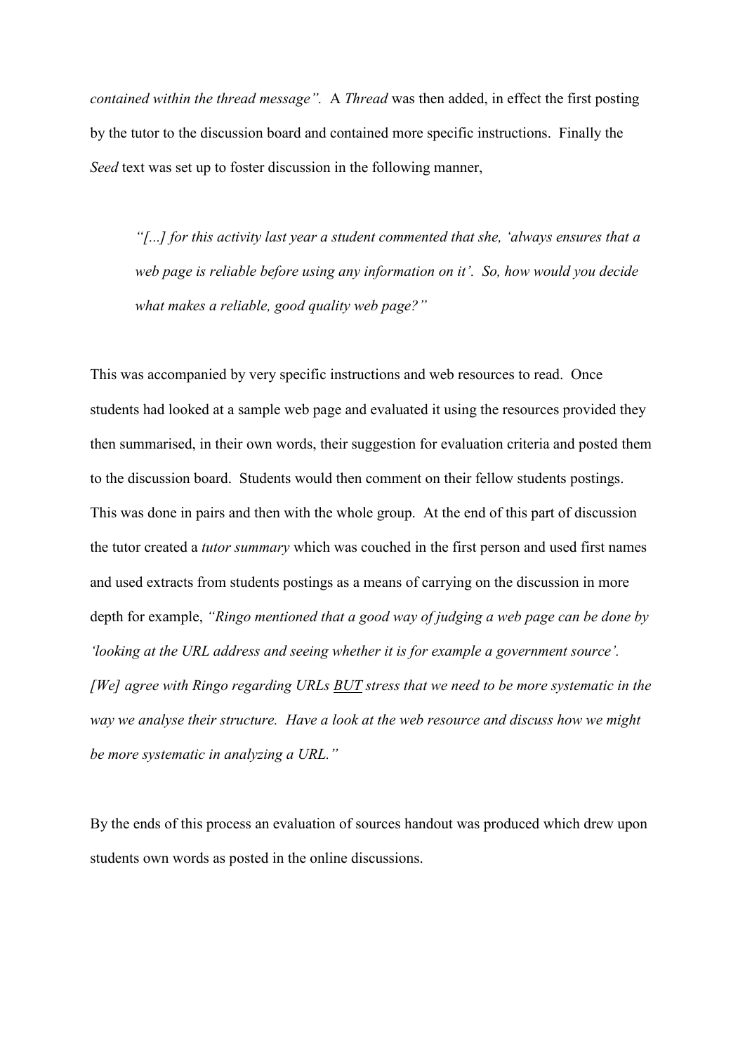*contained within the thread message".* A *Thread* was then added, in effect the first posting by the tutor to the discussion board and contained more specific instructions. Finally the *Seed* text was set up to foster discussion in the following manner,

> *"[...] for this activity last year a student commented that she, 'always ensures that a web page is reliable before using any information on it'. So, how would you decide what makes a reliable, good quality web page?"*

This was accompanied by very specific instructions and web resources to read. Once students had looked at a sample web page and evaluated it using the resources provided they then summarised, in their own words, their suggestion for evaluation criteria and posted them to the discussion board. Students would then comment on their fellow students postings. This was done in pairs and then with the whole group. At the end of this part of discussion the tutor created a *tutor summary* which was couched in the first person and used first names and used extracts from students postings as a means of carrying on the discussion in more depth for example, *"Ringo mentioned that a good way of judging a web page can be done by 'looking at the URL address and seeing whether it is for example a government source'. [We] agree with Ringo regarding URLs <u>BUT</u> stress that we need to be more systematic in the way we analyse their structure. Have a look at the web resource and discuss how we might be more systematic in analyzing a URL."*

By the ends of this process an evaluation of sources handout was produced which drew upon students own words as posted in the online discussions.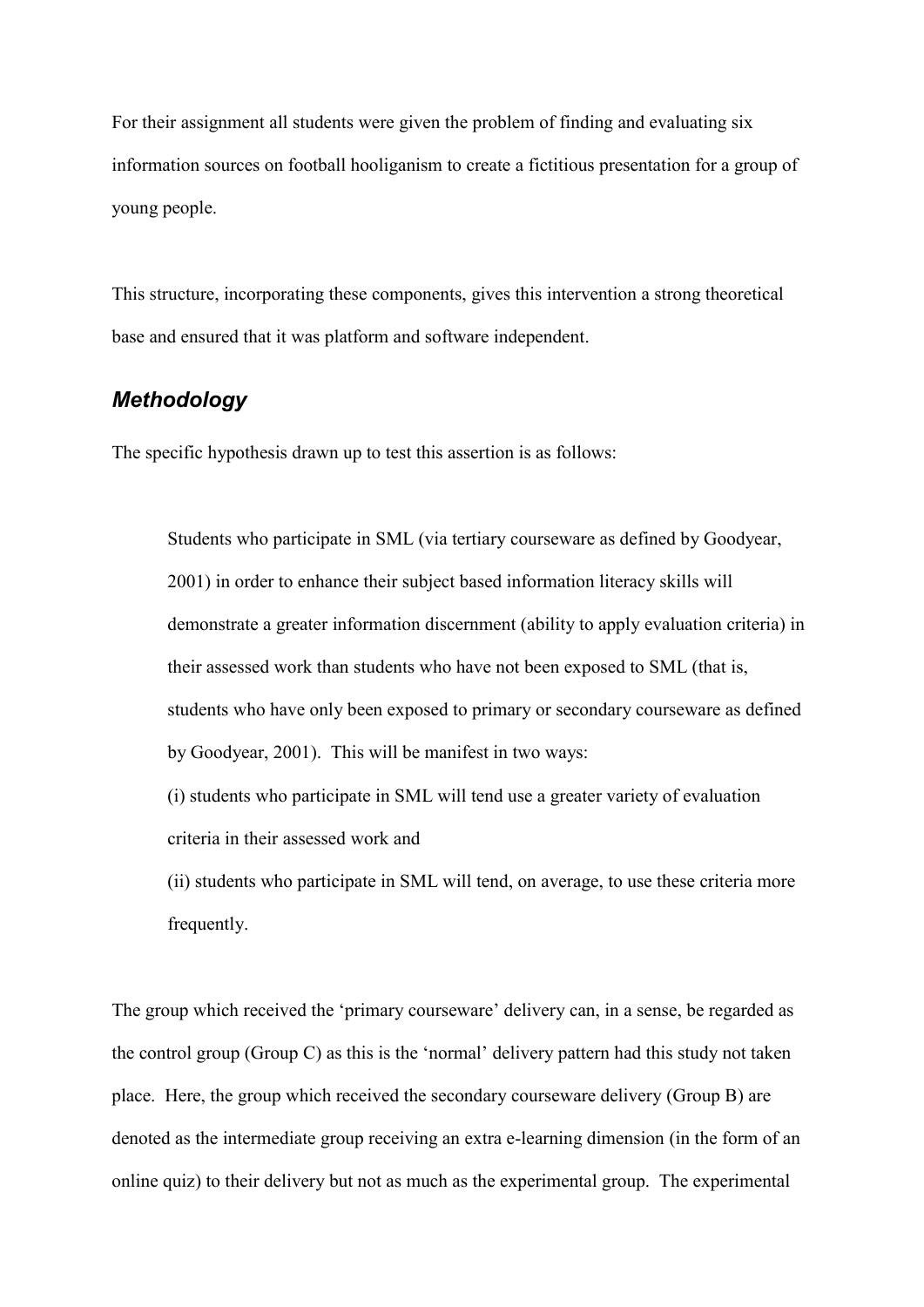For their assignment all students were given the problem of finding and evaluating six information sources on football hooliganism to create a fictitious presentation for a group of young people.

This structure, incorporating these components, gives this intervention a strong theoretical base and ensured that it was platform and software independent.

## *Methodology*

The specific hypothesis drawn up to test this assertion is as follows:

> Students who participate in SML (via tertiary courseware as defined by Goodyear, 2001) in order to enhance their subject based information literacy skills will demonstrate a greater information discernment (ability to apply evaluation criteria) in their assessed work than students who have not been exposed to SML (that is, students who have only been exposed to primary or secondary courseware as defined by Goodyear, 2001). This will be manifest in two ways:
>
> (i) students who participate in SML will tend use a greater variety of evaluation criteria in their assessed work and
>
> (ii) students who participate in SML will tend, on average, to use these criteria more frequently.

The group which received the 'primary courseware' delivery can, in a sense, be regarded as the control group (Group C) as this is the 'normal' delivery pattern had this study not taken place. Here, the group which received the secondary courseware delivery (Group B) are denoted as the intermediate group receiving an extra e-learning dimension (in the form of an online quiz) to their delivery but not as much as the experimental group. The experimental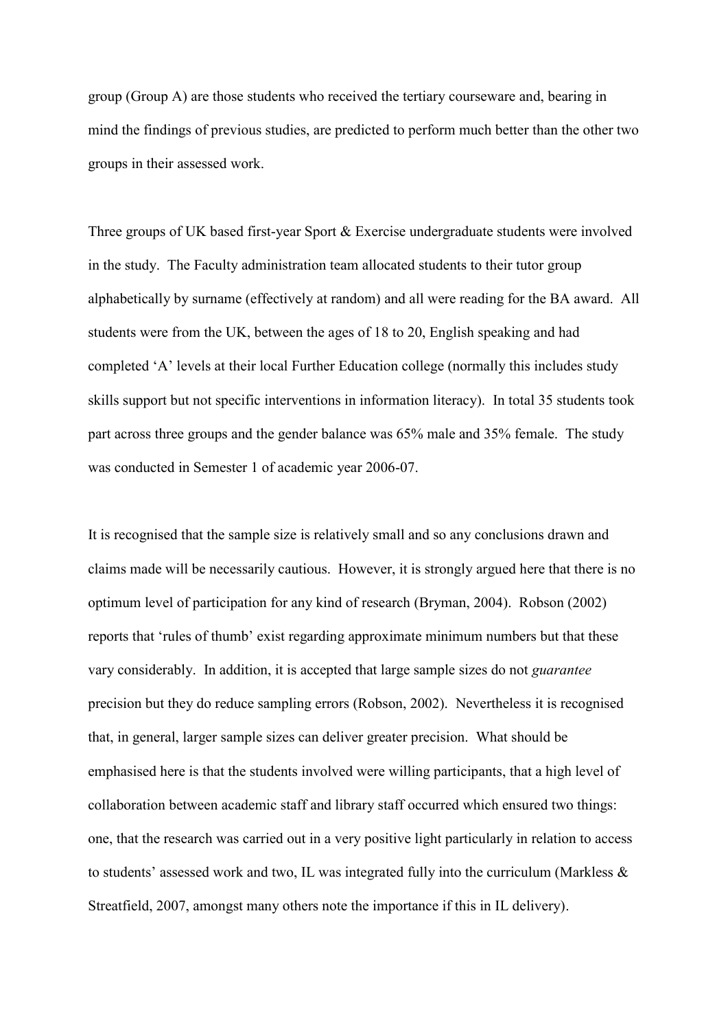group (Group A) are those students who received the tertiary courseware and, bearing in mind the findings of previous studies, are predicted to perform much better than the other two groups in their assessed work.

Three groups of UK based first-year Sport & Exercise undergraduate students were involved in the study. The Faculty administration team allocated students to their tutor group alphabetically by surname (effectively at random) and all were reading for the BA award. All students were from the UK, between the ages of 18 to 20, English speaking and had completed 'A' levels at their local Further Education college (normally this includes study skills support but not specific interventions in information literacy). In total 35 students took part across three groups and the gender balance was 65% male and 35% female. The study was conducted in Semester 1 of academic year 2006-07.

It is recognised that the sample size is relatively small and so any conclusions drawn and claims made will be necessarily cautious. However, it is strongly argued here that there is no optimum level of participation for any kind of research (Bryman, 2004). Robson (2002) reports that 'rules of thumb' exist regarding approximate minimum numbers but that these vary considerably. In addition, it is accepted that large sample sizes do not *guarantee* precision but they do reduce sampling errors (Robson, 2002). Nevertheless it is recognised that, in general, larger sample sizes can deliver greater precision. What should be emphasised here is that the students involved were willing participants, that a high level of collaboration between academic staff and library staff occurred which ensured two things: one, that the research was carried out in a very positive light particularly in relation to access to students' assessed work and two, IL was integrated fully into the curriculum (Markless & Streatfield, 2007, amongst many others note the importance if this in IL delivery).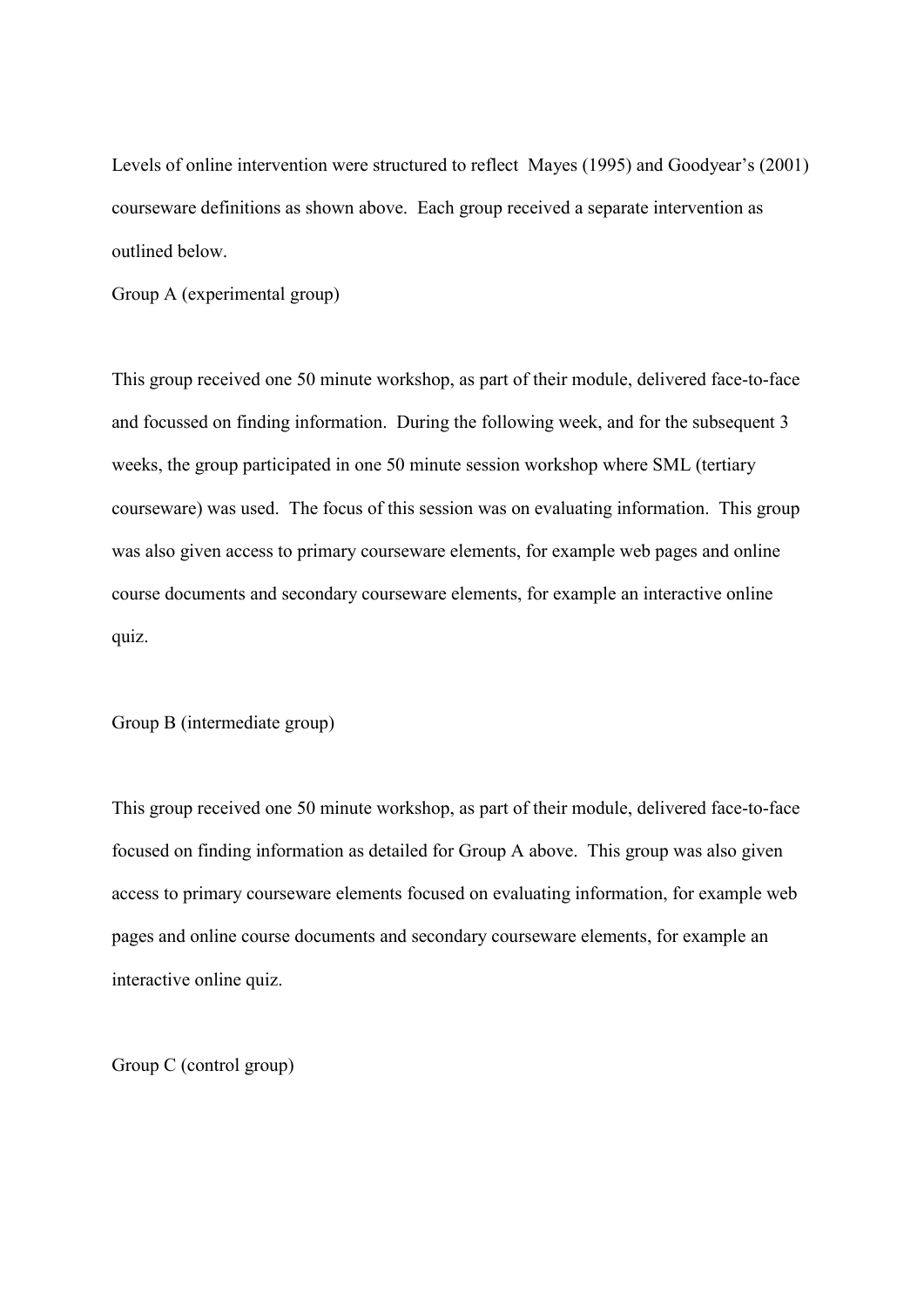Levels of online intervention were structured to reflect Mayes (1995) and Goodyear's (2001) courseware definitions as shown above. Each group received a separate intervention as outlined below.

Group A (experimental group)

This group received one 50 minute workshop, as part of their module, delivered face-to-face and focussed on finding information. During the following week, and for the subsequent 3 weeks, the group participated in one 50 minute session workshop where SML (tertiary courseware) was used. The focus of this session was on evaluating information. This group was also given access to primary courseware elements, for example web pages and online course documents and secondary courseware elements, for example an interactive online quiz.

Group B (intermediate group)

This group received one 50 minute workshop, as part of their module, delivered face-to-face focused on finding information as detailed for Group A above. This group was also given access to primary courseware elements focused on evaluating information, for example web pages and online course documents and secondary courseware elements, for example an interactive online quiz.

Group C (control group)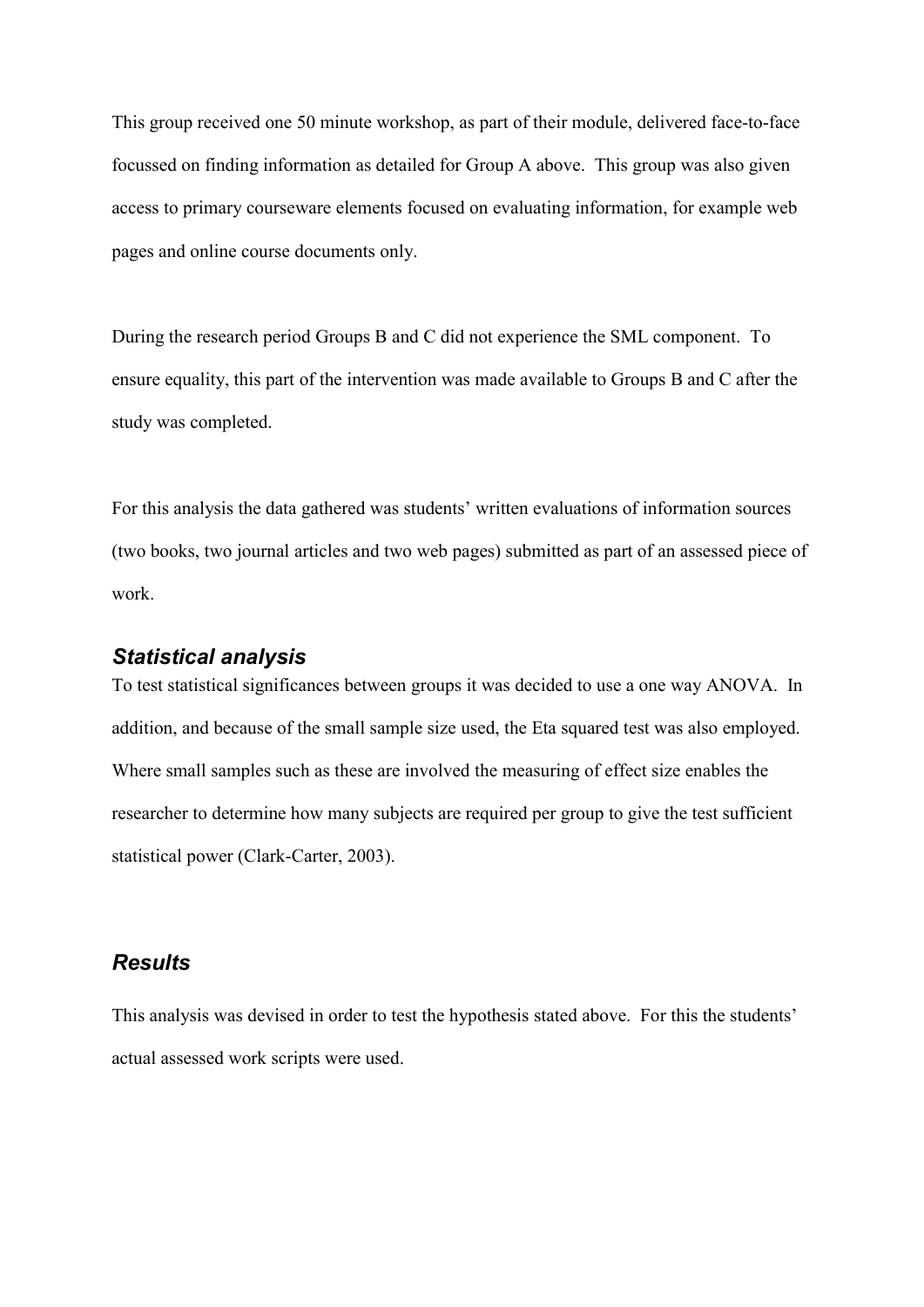This group received one 50 minute workshop, as part of their module, delivered face-to-face focussed on finding information as detailed for Group A above. This group was also given access to primary courseware elements focused on evaluating information, for example web pages and online course documents only.

During the research period Groups B and C did not experience the SML component. To ensure equality, this part of the intervention was made available to Groups B and C after the study was completed.

For this analysis the data gathered was students' written evaluations of information sources (two books, two journal articles and two web pages) submitted as part of an assessed piece of work.

### *Statistical analysis*

To test statistical significances between groups it was decided to use a one way ANOVA. In addition, and because of the small sample size used, the Eta squared test was also employed. Where small samples such as these are involved the measuring of effect size enables the researcher to determine how many subjects are required per group to give the test sufficient statistical power (Clark-Carter, 2003).

### *Results*

This analysis was devised in order to test the hypothesis stated above. For this the students' actual assessed work scripts were used.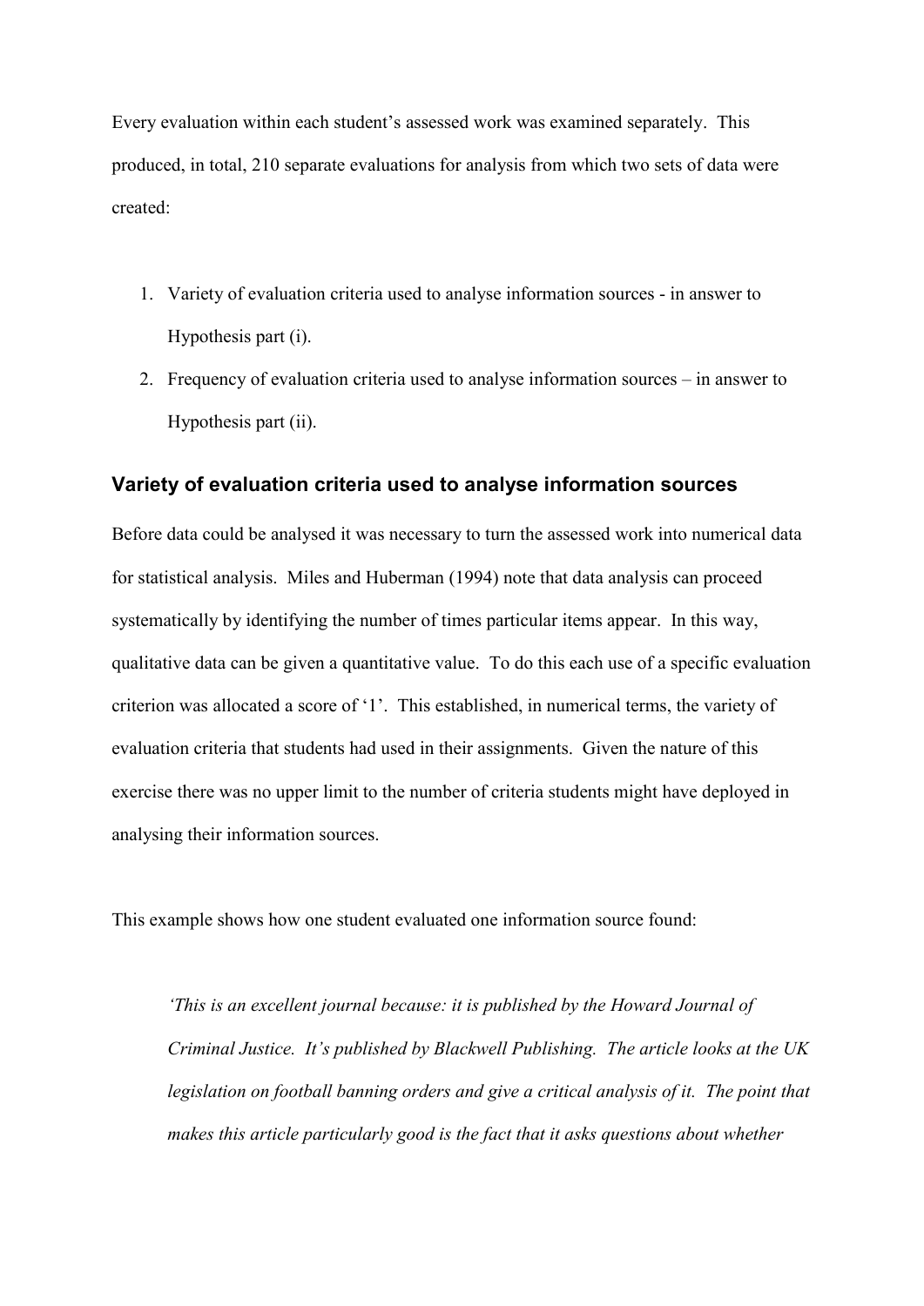Every evaluation within each student's assessed work was examined separately. This produced, in total, 210 separate evaluations for analysis from which two sets of data were created:

1. Variety of evaluation criteria used to analyse information sources - in answer to Hypothesis part (i).
2. Frequency of evaluation criteria used to analyse information sources – in answer to Hypothesis part (ii).

### Variety of evaluation criteria used to analyse information sources

Before data could be analysed it was necessary to turn the assessed work into numerical data for statistical analysis. Miles and Huberman (1994) note that data analysis can proceed systematically by identifying the number of times particular items appear. In this way, qualitative data can be given a quantitative value. To do this each use of a specific evaluation criterion was allocated a score of '1'. This established, in numerical terms, the variety of evaluation criteria that students had used in their assignments. Given the nature of this exercise there was no upper limit to the number of criteria students might have deployed in analysing their information sources.

This example shows how one student evaluated one information source found:

> *'This is an excellent journal because: it is published by the Howard Journal of Criminal Justice. It's published by Blackwell Publishing. The article looks at the UK legislation on football banning orders and give a critical analysis of it. The point that makes this article particularly good is the fact that it asks questions about whether*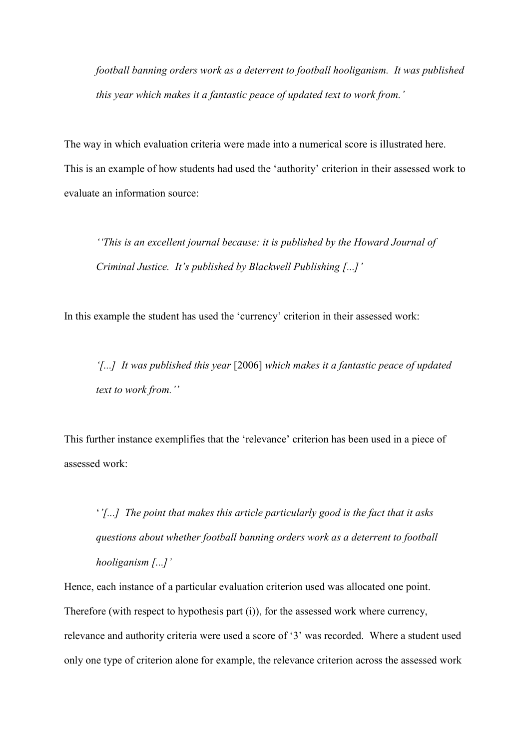*football banning orders work as a deterrent to football hooliganism. It was published this year which makes it a fantastic peace of updated text to work from.'*

The way in which evaluation criteria were made into a numerical score is illustrated here. This is an example of how students had used the 'authority' criterion in their assessed work to evaluate an information source:

> *''This is an excellent journal because: it is published by the Howard Journal of Criminal Justice. It's published by Blackwell Publishing [...]'*

In this example the student has used the 'currency' criterion in their assessed work:

> *'[...] It was published this year* [2006] *which makes it a fantastic peace of updated text to work from.''*

This further instance exemplifies that the 'relevance' criterion has been used in a piece of assessed work:

> *''[...] The point that makes this article particularly good is the fact that it asks questions about whether football banning orders work as a deterrent to football hooliganism [...]'*

Hence, each instance of a particular evaluation criterion used was allocated one point. Therefore (with respect to hypothesis part (i)), for the assessed work where currency, relevance and authority criteria were used a score of '3' was recorded. Where a student used only one type of criterion alone for example, the relevance criterion across the assessed work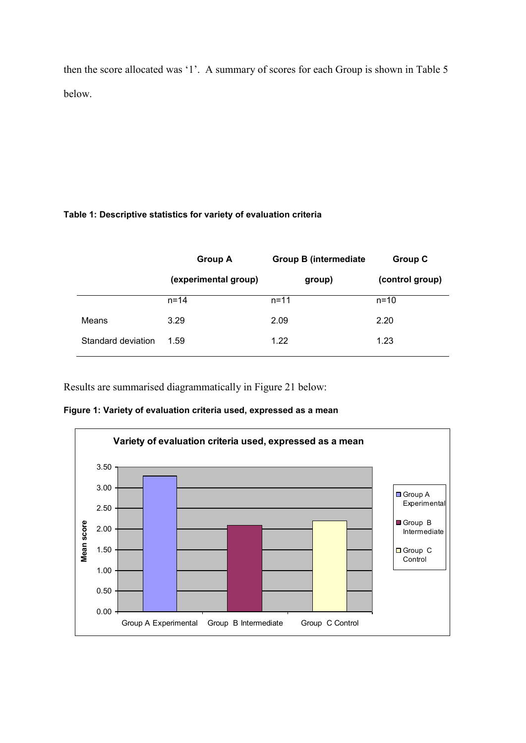then the score allocated was '1'. A summary of scores for each Group is shown in Table 5 below.

**Table 1: Descriptive statistics for variety of evaluation criteria**

| | Group A (experimental group) | Group B (intermediate group) | Group C (control group) |
|---|---|---|---|
| | n=14 | n=11 | n=10 |
| Means | 3.29 | 2.09 | 2.20 |
| Standard deviation | 1.59 | 1.22 | 1.23 |

Results are summarised diagrammatically in Figure 21 below:

**Figure 1: Variety of evaluation criteria used, expressed as a mean**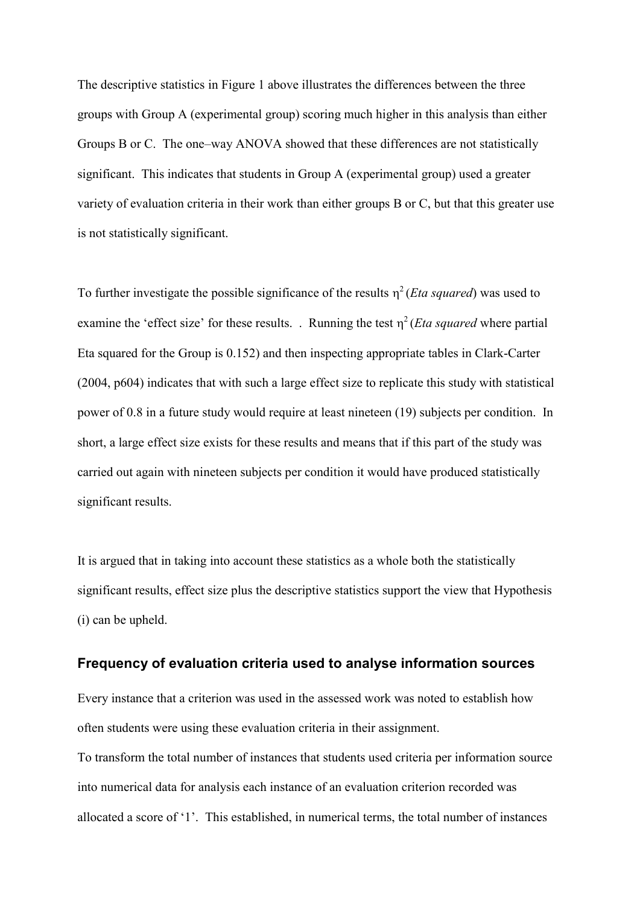The descriptive statistics in Figure 1 above illustrates the differences between the three groups with Group A (experimental group) scoring much higher in this analysis than either Groups B or C. The one–way ANOVA showed that these differences are not statistically significant. This indicates that students in Group A (experimental group) used a greater variety of evaluation criteria in their work than either groups B or C, but that this greater use is not statistically significant.

To further investigate the possible significance of the results $\eta^2$ (*Eta squared*) was used to examine the 'effect size' for these results. . Running the test $\eta^2$ (*Eta squared* where partial Eta squared for the Group is 0.152) and then inspecting appropriate tables in Clark-Carter (2004, p604) indicates that with such a large effect size to replicate this study with statistical power of 0.8 in a future study would require at least nineteen (19) subjects per condition. In short, a large effect size exists for these results and means that if this part of the study was carried out again with nineteen subjects per condition it would have produced statistically significant results.

It is argued that in taking into account these statistics as a whole both the statistically significant results, effect size plus the descriptive statistics support the view that Hypothesis (i) can be upheld.

### Frequency of evaluation criteria used to analyse information sources

Every instance that a criterion was used in the assessed work was noted to establish how often students were using these evaluation criteria in their assignment.

To transform the total number of instances that students used criteria per information source into numerical data for analysis each instance of an evaluation criterion recorded was allocated a score of '1'. This established, in numerical terms, the total number of instances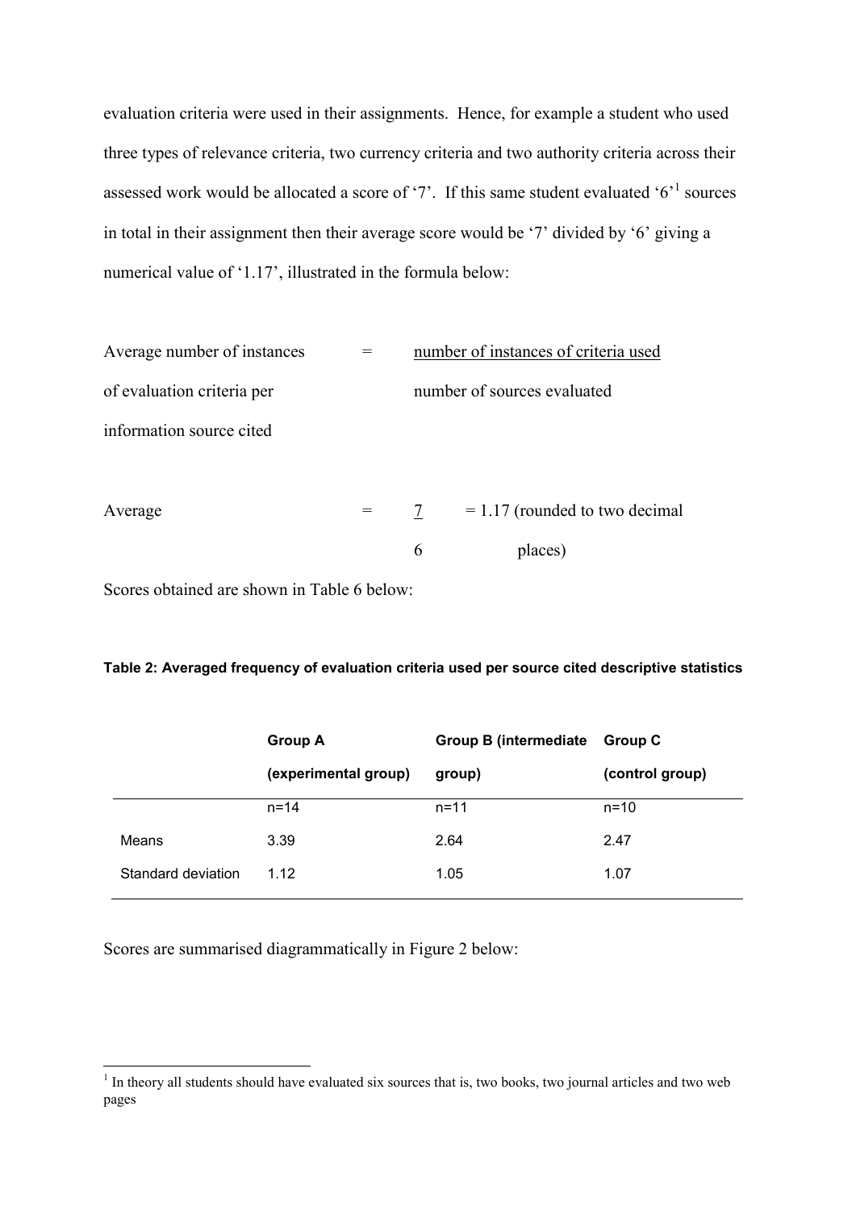evaluation criteria were used in their assignments. Hence, for example a student who used three types of relevance criteria, two currency criteria and two authority criteria across their assessed work would be allocated a score of '7'. If this same student evaluated '6'[1] sources in total in their assignment then their average score would be '7' divided by '6' giving a numerical value of '1.17', illustrated in the formula below:

$$\text{Average number of instances of evaluation criteria per information source cited} = \frac{\text{number of instances of criteria used}}{\text{number of sources evaluated}}$$

$$\text{Average} = \frac{7}{6} = 1.17 \text{ (rounded to two decimal places)}$$

Scores obtained are shown in Table 6 below:

**Table 2: Averaged frequency of evaluation criteria used per source cited descriptive statistics**

| | Group A (experimental group) | Group B (intermediate group) | Group C (control group) |
|---|---|---|---|
| | n=14 | n=11 | n=10 |
| Means | 3.39 | 2.64 | 2.47 |
| Standard deviation | 1.12 | 1.05 | 1.07 |

Scores are summarised diagrammatically in Figure 2 below:

[1] In theory all students should have evaluated six sources that is, two books, two journal articles and two web pages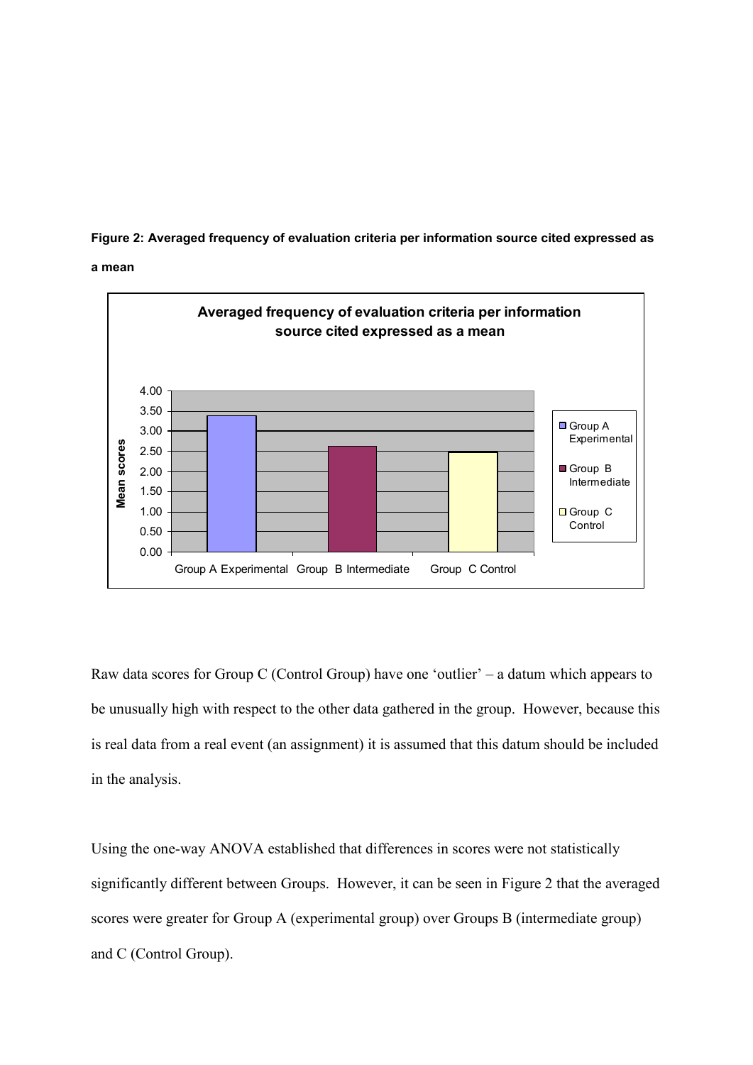**Figure 2: Averaged frequency of evaluation criteria per information source cited expressed as a mean**

Raw data scores for Group C (Control Group) have one 'outlier' – a datum which appears to be unusually high with respect to the other data gathered in the group. However, because this is real data from a real event (an assignment) it is assumed that this datum should be included in the analysis.

Using the one-way ANOVA established that differences in scores were not statistically significantly different between Groups. However, it can be seen in Figure 2 that the averaged scores were greater for Group A (experimental group) over Groups B (intermediate group) and C (Control Group).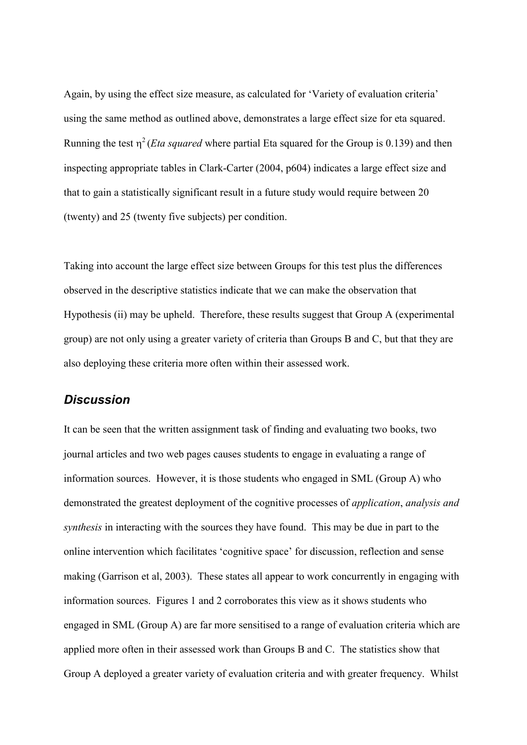Again, by using the effect size measure, as calculated for 'Variety of evaluation criteria' using the same method as outlined above, demonstrates a large effect size for eta squared. Running the test $\eta^2$ (*Eta squared* where partial Eta squared for the Group is 0.139) and then inspecting appropriate tables in Clark-Carter (2004, p604) indicates a large effect size and that to gain a statistically significant result in a future study would require between 20 (twenty) and 25 (twenty five subjects) per condition.

Taking into account the large effect size between Groups for this test plus the differences observed in the descriptive statistics indicate that we can make the observation that Hypothesis (ii) may be upheld. Therefore, these results suggest that Group A (experimental group) are not only using a greater variety of criteria than Groups B and C, but that they are also deploying these criteria more often within their assessed work.

## *Discussion*

It can be seen that the written assignment task of finding and evaluating two books, two journal articles and two web pages causes students to engage in evaluating a range of information sources. However, it is those students who engaged in SML (Group A) who demonstrated the greatest deployment of the cognitive processes of *application*, *analysis and synthesis* in interacting with the sources they have found. This may be due in part to the online intervention which facilitates 'cognitive space' for discussion, reflection and sense making (Garrison et al, 2003). These states all appear to work concurrently in engaging with information sources. Figures 1 and 2 corroborates this view as it shows students who engaged in SML (Group A) are far more sensitised to a range of evaluation criteria which are applied more often in their assessed work than Groups B and C. The statistics show that Group A deployed a greater variety of evaluation criteria and with greater frequency. Whilst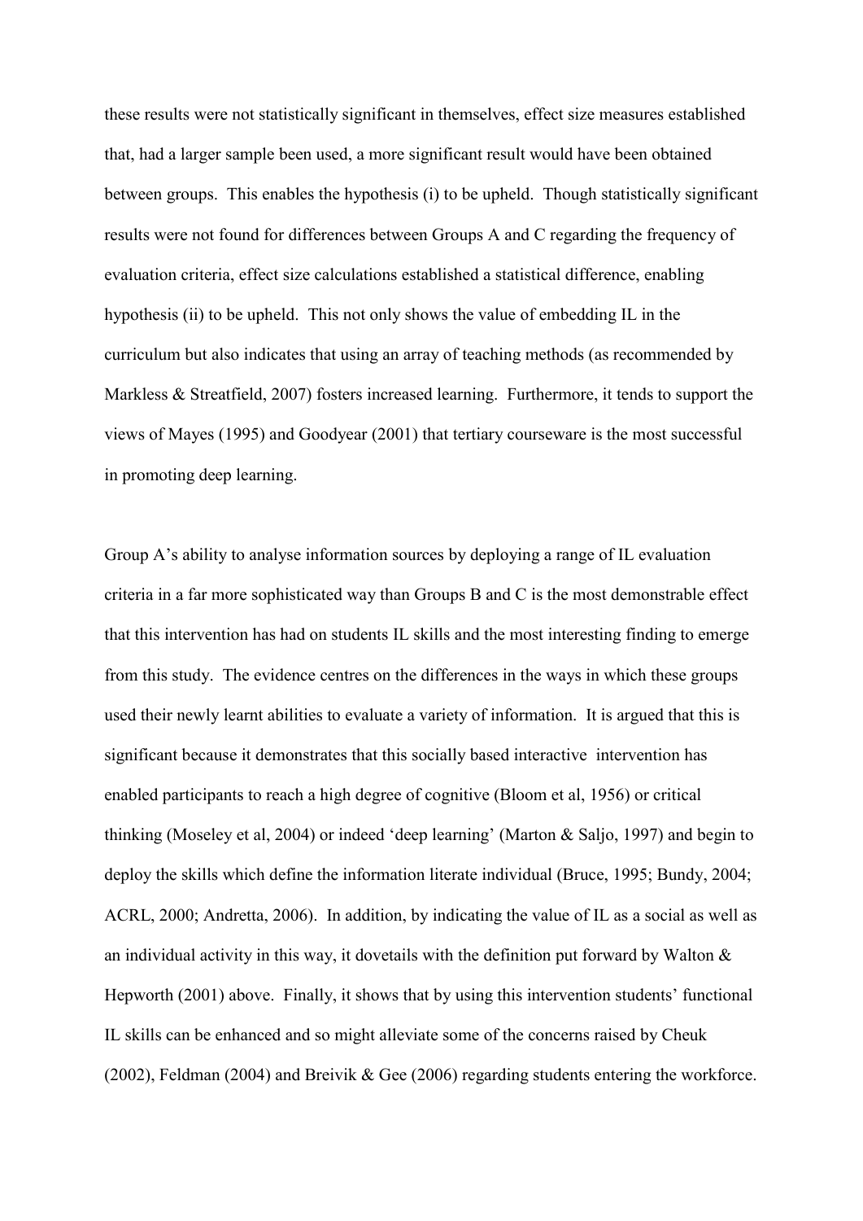these results were not statistically significant in themselves, effect size measures established that, had a larger sample been used, a more significant result would have been obtained between groups. This enables the hypothesis (i) to be upheld. Though statistically significant results were not found for differences between Groups A and C regarding the frequency of evaluation criteria, effect size calculations established a statistical difference, enabling hypothesis (ii) to be upheld. This not only shows the value of embedding IL in the curriculum but also indicates that using an array of teaching methods (as recommended by Markless & Streatfield, 2007) fosters increased learning. Furthermore, it tends to support the views of Mayes (1995) and Goodyear (2001) that tertiary courseware is the most successful in promoting deep learning.

Group A's ability to analyse information sources by deploying a range of IL evaluation criteria in a far more sophisticated way than Groups B and C is the most demonstrable effect that this intervention has had on students IL skills and the most interesting finding to emerge from this study. The evidence centres on the differences in the ways in which these groups used their newly learnt abilities to evaluate a variety of information. It is argued that this is significant because it demonstrates that this socially based interactive intervention has enabled participants to reach a high degree of cognitive (Bloom et al, 1956) or critical thinking (Moseley et al, 2004) or indeed 'deep learning' (Marton & Saljo, 1997) and begin to deploy the skills which define the information literate individual (Bruce, 1995; Bundy, 2004; ACRL, 2000; Andretta, 2006). In addition, by indicating the value of IL as a social as well as an individual activity in this way, it dovetails with the definition put forward by Walton & Hepworth (2001) above. Finally, it shows that by using this intervention students' functional IL skills can be enhanced and so might alleviate some of the concerns raised by Cheuk (2002), Feldman (2004) and Breivik & Gee (2006) regarding students entering the workforce.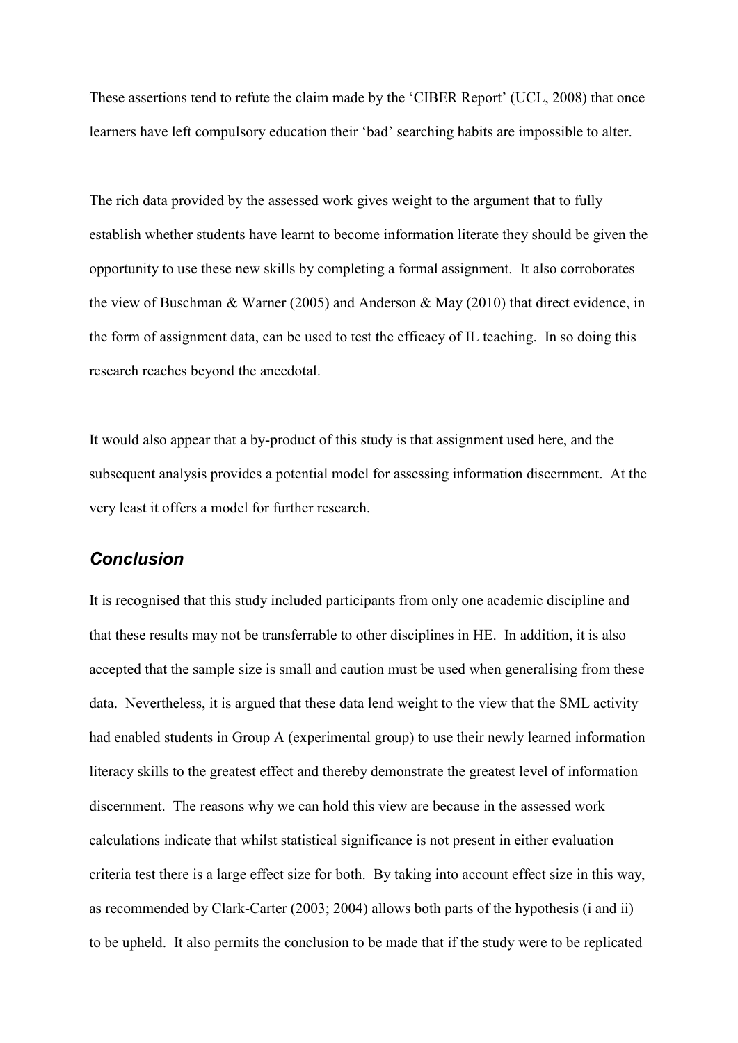These assertions tend to refute the claim made by the 'CIBER Report' (UCL, 2008) that once learners have left compulsory education their 'bad' searching habits are impossible to alter.

The rich data provided by the assessed work gives weight to the argument that to fully establish whether students have learnt to become information literate they should be given the opportunity to use these new skills by completing a formal assignment. It also corroborates the view of Buschman & Warner (2005) and Anderson & May (2010) that direct evidence, in the form of assignment data, can be used to test the efficacy of IL teaching. In so doing this research reaches beyond the anecdotal.

It would also appear that a by-product of this study is that assignment used here, and the subsequent analysis provides a potential model for assessing information discernment. At the very least it offers a model for further research.

## *Conclusion*

It is recognised that this study included participants from only one academic discipline and that these results may not be transferrable to other disciplines in HE. In addition, it is also accepted that the sample size is small and caution must be used when generalising from these data. Nevertheless, it is argued that these data lend weight to the view that the SML activity had enabled students in Group A (experimental group) to use their newly learned information literacy skills to the greatest effect and thereby demonstrate the greatest level of information discernment. The reasons why we can hold this view are because in the assessed work calculations indicate that whilst statistical significance is not present in either evaluation criteria test there is a large effect size for both. By taking into account effect size in this way, as recommended by Clark-Carter (2003; 2004) allows both parts of the hypothesis (i and ii) to be upheld. It also permits the conclusion to be made that if the study were to be replicated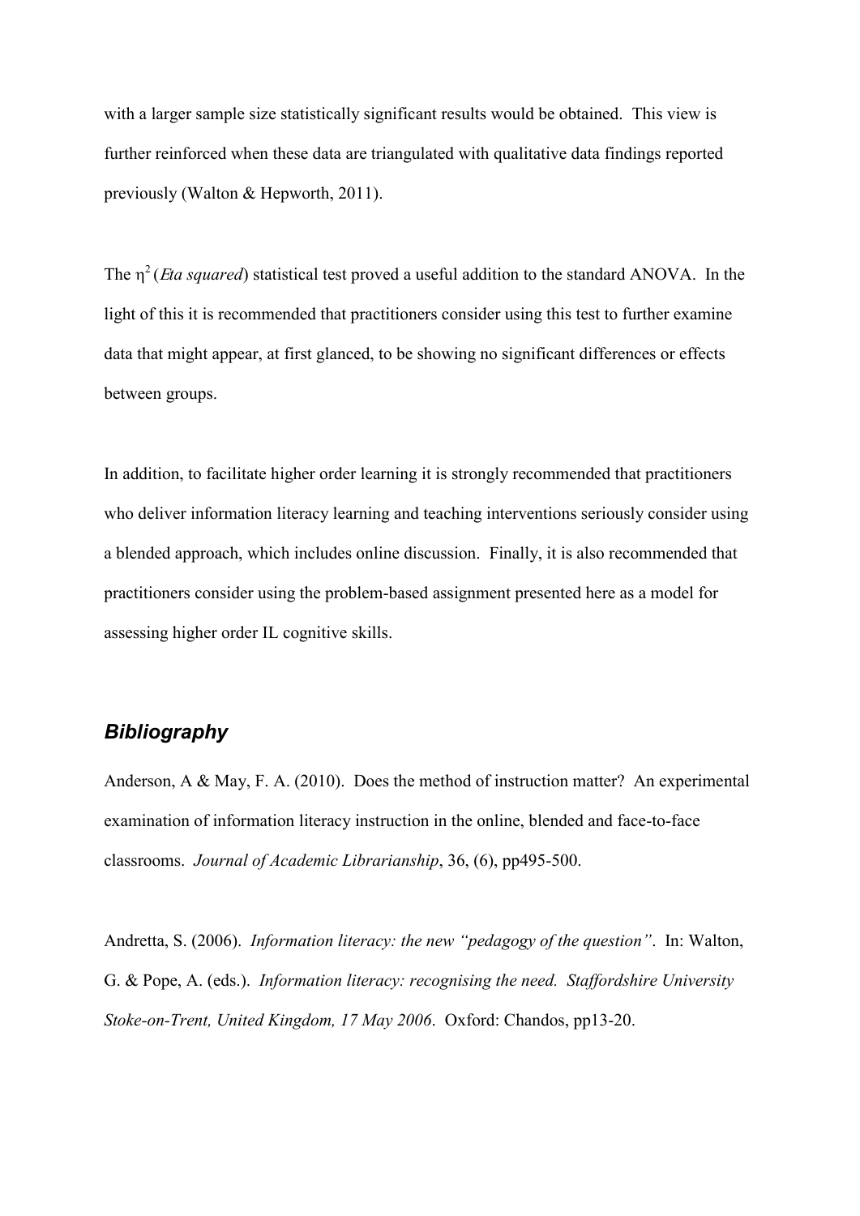with a larger sample size statistically significant results would be obtained. This view is further reinforced when these data are triangulated with qualitative data findings reported previously (Walton & Hepworth, 2011).

The $\eta^2$ (*Eta squared*) statistical test proved a useful addition to the standard ANOVA. In the light of this it is recommended that practitioners consider using this test to further examine data that might appear, at first glanced, to be showing no significant differences or effects between groups.

In addition, to facilitate higher order learning it is strongly recommended that practitioners who deliver information literacy learning and teaching interventions seriously consider using a blended approach, which includes online discussion. Finally, it is also recommended that practitioners consider using the problem-based assignment presented here as a model for assessing higher order IL cognitive skills.

## *Bibliography*

Anderson, A & May, F. A. (2010). Does the method of instruction matter? An experimental examination of information literacy instruction in the online, blended and face-to-face classrooms. *Journal of Academic Librarianship*, 36, (6), pp495-500.

Andretta, S. (2006). *Information literacy: the new "pedagogy of the question"*. In: Walton, G. & Pope, A. (eds.). *Information literacy: recognising the need. Staffordshire University Stoke-on-Trent, United Kingdom, 17 May 2006*. Oxford: Chandos, pp13-20.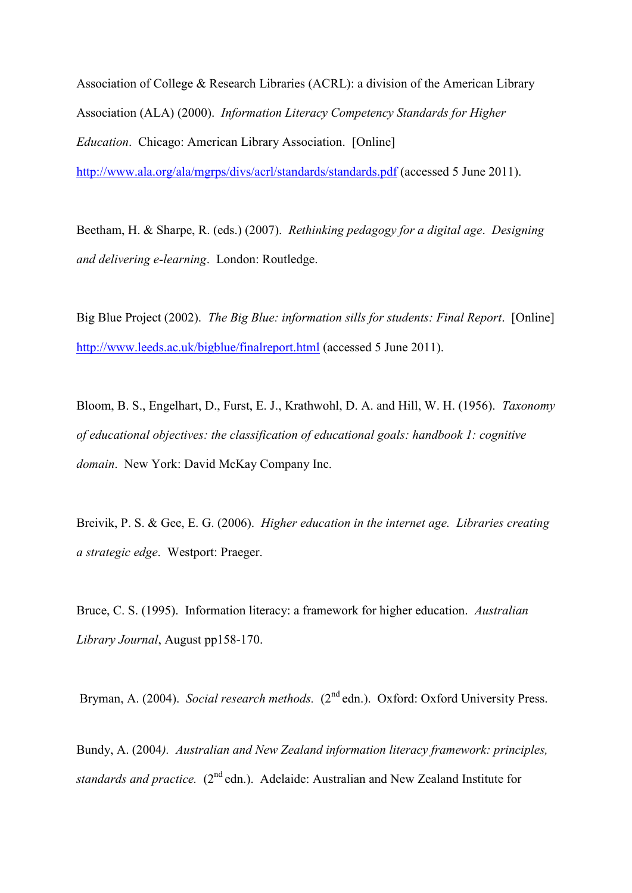Association of College & Research Libraries (ACRL): a division of the American Library Association (ALA) (2000). *Information Literacy Competency Standards for Higher Education*. Chicago: American Library Association. [Online] http://www.ala.org/ala/mgrps/divs/acrl/standards/standards.pdf (accessed 5 June 2011).

Beetham, H. & Sharpe, R. (eds.) (2007). *Rethinking pedagogy for a digital age*. *Designing and delivering e-learning*. London: Routledge.

Big Blue Project (2002). *The Big Blue: information sills for students: Final Report*. [Online] http://www.leeds.ac.uk/bigblue/finalreport.html (accessed 5 June 2011).

Bloom, B. S., Engelhart, D., Furst, E. J., Krathwohl, D. A. and Hill, W. H. (1956). *Taxonomy of educational objectives: the classification of educational goals: handbook 1: cognitive domain*. New York: David McKay Company Inc.

Breivik, P. S. & Gee, E. G. (2006). *Higher education in the internet age. Libraries creating a strategic edge*. Westport: Praeger.

Bruce, C. S. (1995). Information literacy: a framework for higher education. *Australian Library Journal*, August pp158-170.

Bryman, A. (2004). *Social research methods.* (2nd edn.). Oxford: Oxford University Press.

Bundy, A. (2004*). Australian and New Zealand information literacy framework: principles, standards and practice.* (2nd edn.). Adelaide: Australian and New Zealand Institute for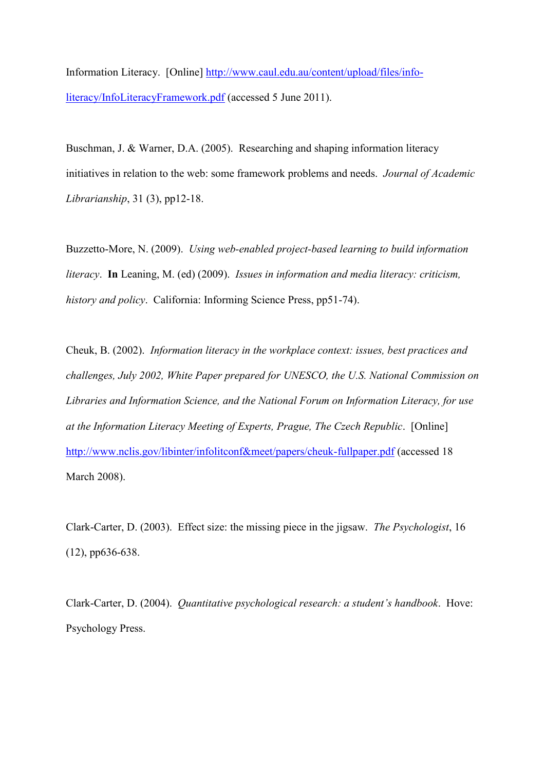Information Literacy. [Online] http://www.caul.edu.au/content/upload/files/info-literacy/InfoLiteracyFramework.pdf (accessed 5 June 2011).

Buschman, J. & Warner, D.A. (2005). Researching and shaping information literacy initiatives in relation to the web: some framework problems and needs. *Journal of Academic Librarianship*, 31 (3), pp12-18.

Buzzetto-More, N. (2009). *Using web-enabled project-based learning to build information literacy*. **In** Leaning, M. (ed) (2009). *Issues in information and media literacy: criticism, history and policy*. California: Informing Science Press, pp51-74).

Cheuk, B. (2002). *Information literacy in the workplace context: issues, best practices and challenges, July 2002, White Paper prepared for UNESCO, the U.S. National Commission on Libraries and Information Science, and the National Forum on Information Literacy, for use at the Information Literacy Meeting of Experts, Prague, The Czech Republic*. [Online] http://www.nclis.gov/libinter/infolitconf&meet/papers/cheuk-fullpaper.pdf (accessed 18 March 2008).

Clark-Carter, D. (2003). Effect size: the missing piece in the jigsaw. *The Psychologist*, 16 (12), pp636-638.

Clark-Carter, D. (2004). *Quantitative psychological research: a student's handbook*. Hove: Psychology Press.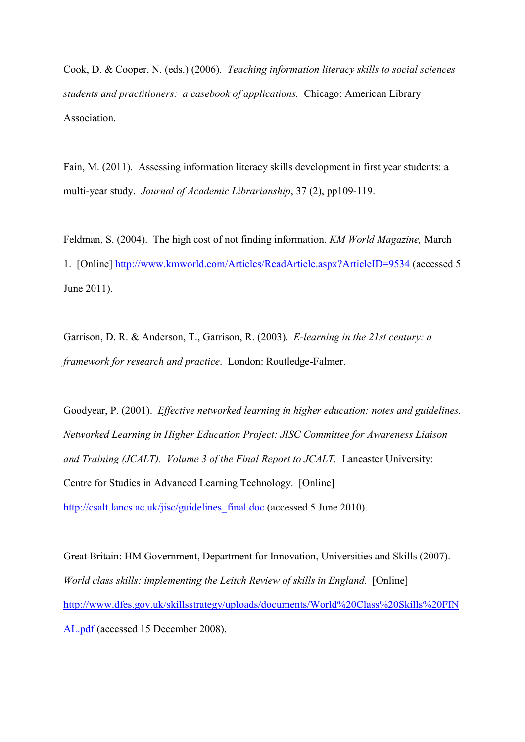Cook, D. & Cooper, N. (eds.) (2006). *Teaching information literacy skills to social sciences students and practitioners: a casebook of applications.* Chicago: American Library Association.

Fain, M. (2011). Assessing information literacy skills development in first year students: a multi-year study. *Journal of Academic Librarianship*, 37 (2), pp109-119.

Feldman, S. (2004). The high cost of not finding information. *KM World Magazine,* March 1. [Online] http://www.kmworld.com/Articles/ReadArticle.aspx?ArticleID=9534 (accessed 5 June 2011).

Garrison, D. R. & Anderson, T., Garrison, R. (2003). *E-learning in the 21st century: a framework for research and practice*. London: Routledge-Falmer.

Goodyear, P. (2001). *Effective networked learning in higher education: notes and guidelines. Networked Learning in Higher Education Project: JISC Committee for Awareness Liaison and Training (JCALT). Volume 3 of the Final Report to JCALT.* Lancaster University: Centre for Studies in Advanced Learning Technology. [Online] http://csalt.lancs.ac.uk/jisc/guidelines_final.doc (accessed 5 June 2010).

Great Britain: HM Government, Department for Innovation, Universities and Skills (2007). *World class skills: implementing the Leitch Review of skills in England.* [Online] http://www.dfes.gov.uk/skillsstrategy/uploads/documents/World%20Class%20Skills%20FINAL.pdf (accessed 15 December 2008).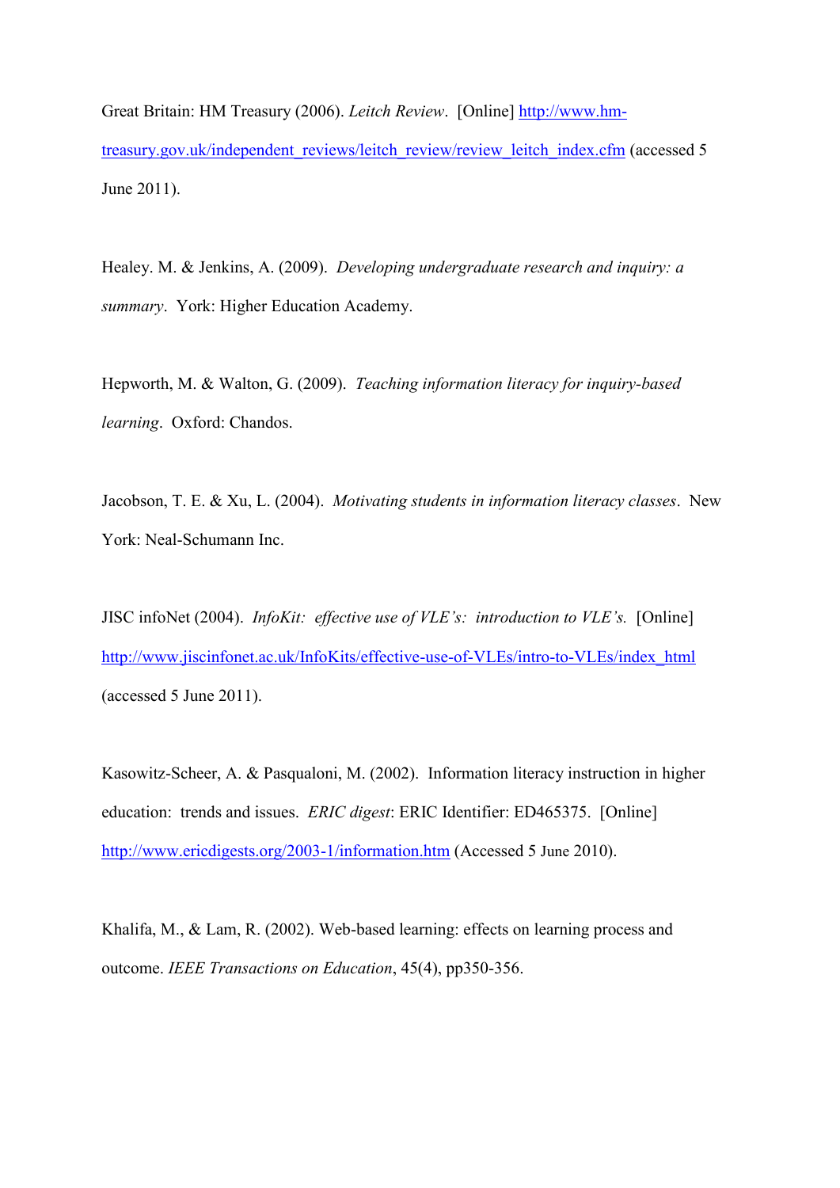Great Britain: HM Treasury (2006). *Leitch Review*. [Online] http://www.hm-treasury.gov.uk/independent_reviews/leitch_review/review_leitch_index.cfm (accessed 5 June 2011).

Healey. M. & Jenkins, A. (2009). *Developing undergraduate research and inquiry: a summary*. York: Higher Education Academy.

Hepworth, M. & Walton, G. (2009). *Teaching information literacy for inquiry-based learning*. Oxford: Chandos.

Jacobson, T. E. & Xu, L. (2004). *Motivating students in information literacy classes*. New York: Neal-Schumann Inc.

JISC infoNet (2004). *InfoKit: effective use of VLE's: introduction to VLE's.* [Online] http://www.jiscinfonet.ac.uk/InfoKits/effective-use-of-VLEs/intro-to-VLEs/index_html (accessed 5 June 2011).

Kasowitz-Scheer, A. & Pasqualoni, M. (2002). Information literacy instruction in higher education: trends and issues. *ERIC digest*: ERIC Identifier: ED465375. [Online] http://www.ericdigests.org/2003-1/information.htm (Accessed 5 June 2010).

Khalifa, M., & Lam, R. (2002). Web-based learning: effects on learning process and outcome. *IEEE Transactions on Education*, 45(4), pp350-356.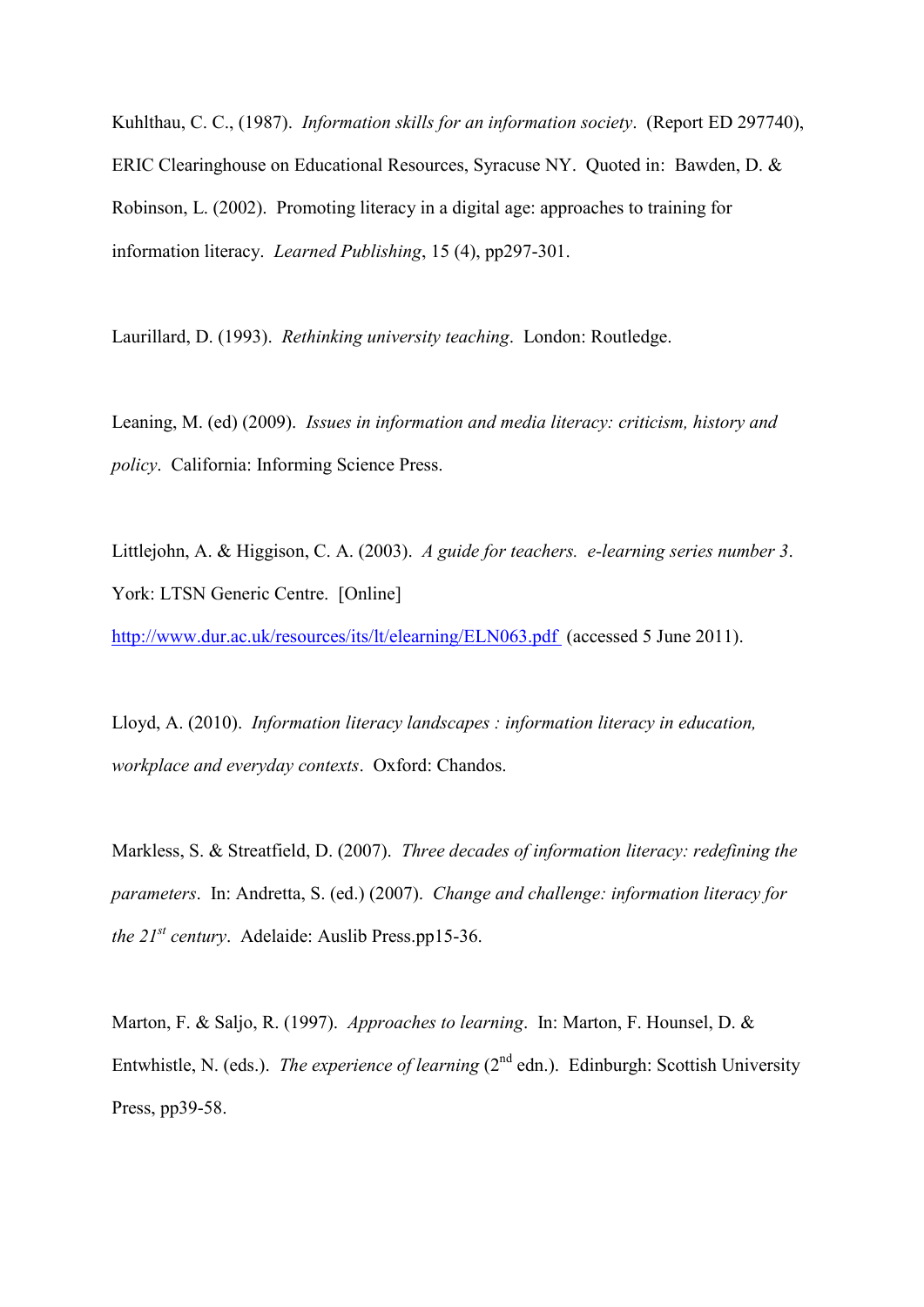Kuhlthau, C. C., (1987). *Information skills for an information society*. (Report ED 297740), ERIC Clearinghouse on Educational Resources, Syracuse NY. Quoted in: Bawden, D. & Robinson, L. (2002). Promoting literacy in a digital age: approaches to training for information literacy. *Learned Publishing*, 15 (4), pp297-301.

Laurillard, D. (1993). *Rethinking university teaching*. London: Routledge.

Leaning, M. (ed) (2009). *Issues in information and media literacy: criticism, history and policy*. California: Informing Science Press.

Littlejohn, A. & Higgison, C. A. (2003). *A guide for teachers. e-learning series number 3*. York: LTSN Generic Centre. [Online] http://www.dur.ac.uk/resources/its/lt/elearning/ELN063.pdf (accessed 5 June 2011).

Lloyd, A. (2010). *Information literacy landscapes : information literacy in education, workplace and everyday contexts*. Oxford: Chandos.

Markless, S. & Streatfield, D. (2007). *Three decades of information literacy: redefining the parameters*. In: Andretta, S. (ed.) (2007). *Change and challenge: information literacy for the 21st century*. Adelaide: Auslib Press.pp15-36.

Marton, F. & Saljo, R. (1997). *Approaches to learning*. In: Marton, F. Hounsel, D. & Entwhistle, N. (eds.). *The experience of learning* (2nd edn.). Edinburgh: Scottish University Press, pp39-58.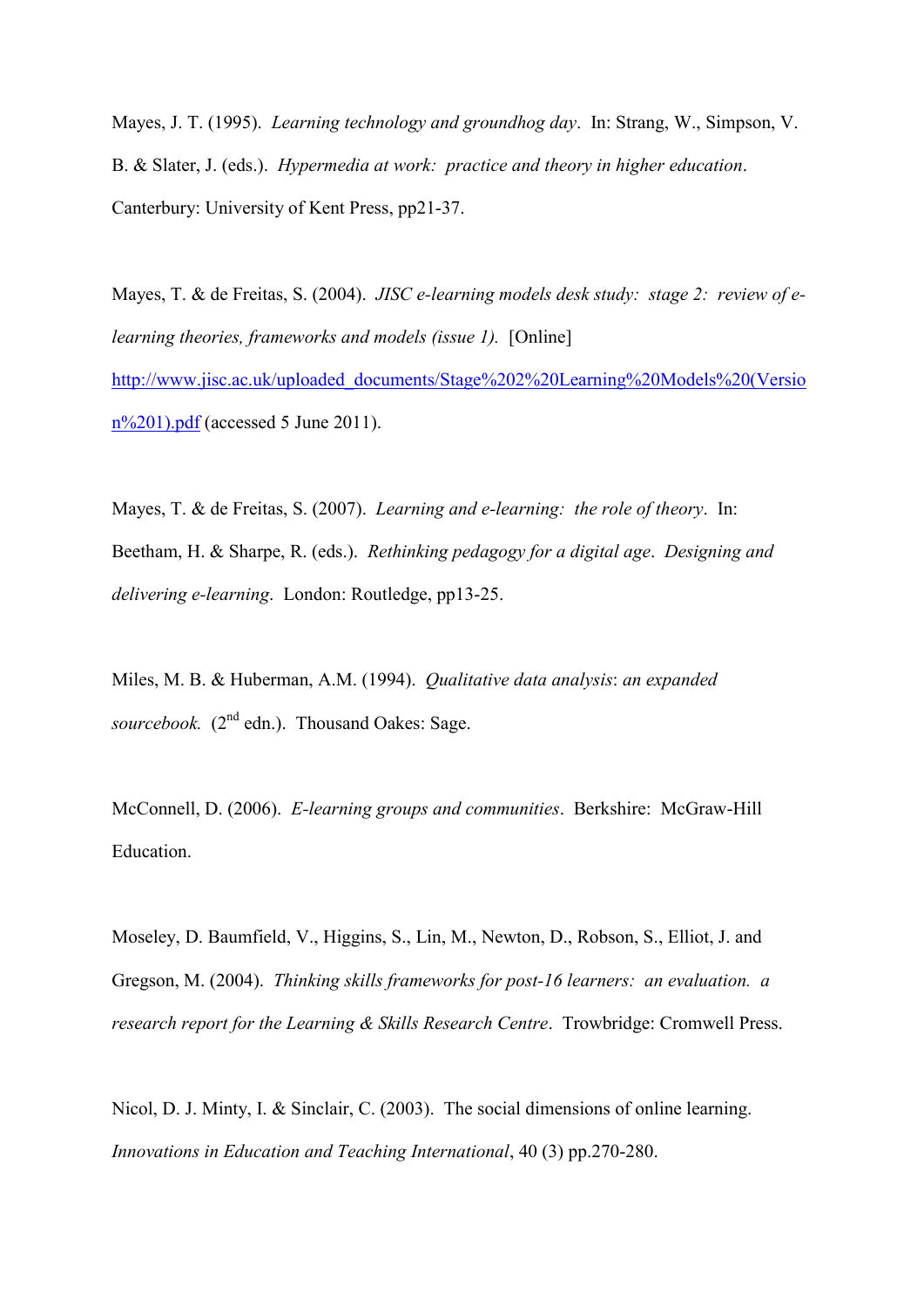Mayes, J. T. (1995). *Learning technology and groundhog day*. In: Strang, W., Simpson, V. B. & Slater, J. (eds.). *Hypermedia at work: practice and theory in higher education*. Canterbury: University of Kent Press, pp21-37.

Mayes, T. & de Freitas, S. (2004). *JISC e-learning models desk study: stage 2: review of e-learning theories, frameworks and models (issue 1).* [Online] http://www.jisc.ac.uk/uploaded_documents/Stage%202%20Learning%20Models%20(Version%201).pdf (accessed 5 June 2011).

Mayes, T. & de Freitas, S. (2007). *Learning and e-learning: the role of theory*. In: Beetham, H. & Sharpe, R. (eds.). *Rethinking pedagogy for a digital age*. *Designing and delivering e-learning*. London: Routledge, pp13-25.

Miles, M. B. & Huberman, A.M. (1994). *Qualitative data analysis*: *an expanded sourcebook.* (2nd edn.). Thousand Oakes: Sage.

McConnell, D. (2006). *E-learning groups and communities*. Berkshire: McGraw-Hill Education.

Moseley, D. Baumfield, V., Higgins, S., Lin, M., Newton, D., Robson, S., Elliot, J. and Gregson, M. (2004). *Thinking skills frameworks for post-16 learners: an evaluation. a research report for the Learning & Skills Research Centre*. Trowbridge: Cromwell Press.

Nicol, D. J. Minty, I. & Sinclair, C. (2003). The social dimensions of online learning. *Innovations in Education and Teaching International*, 40 (3) pp.270-280.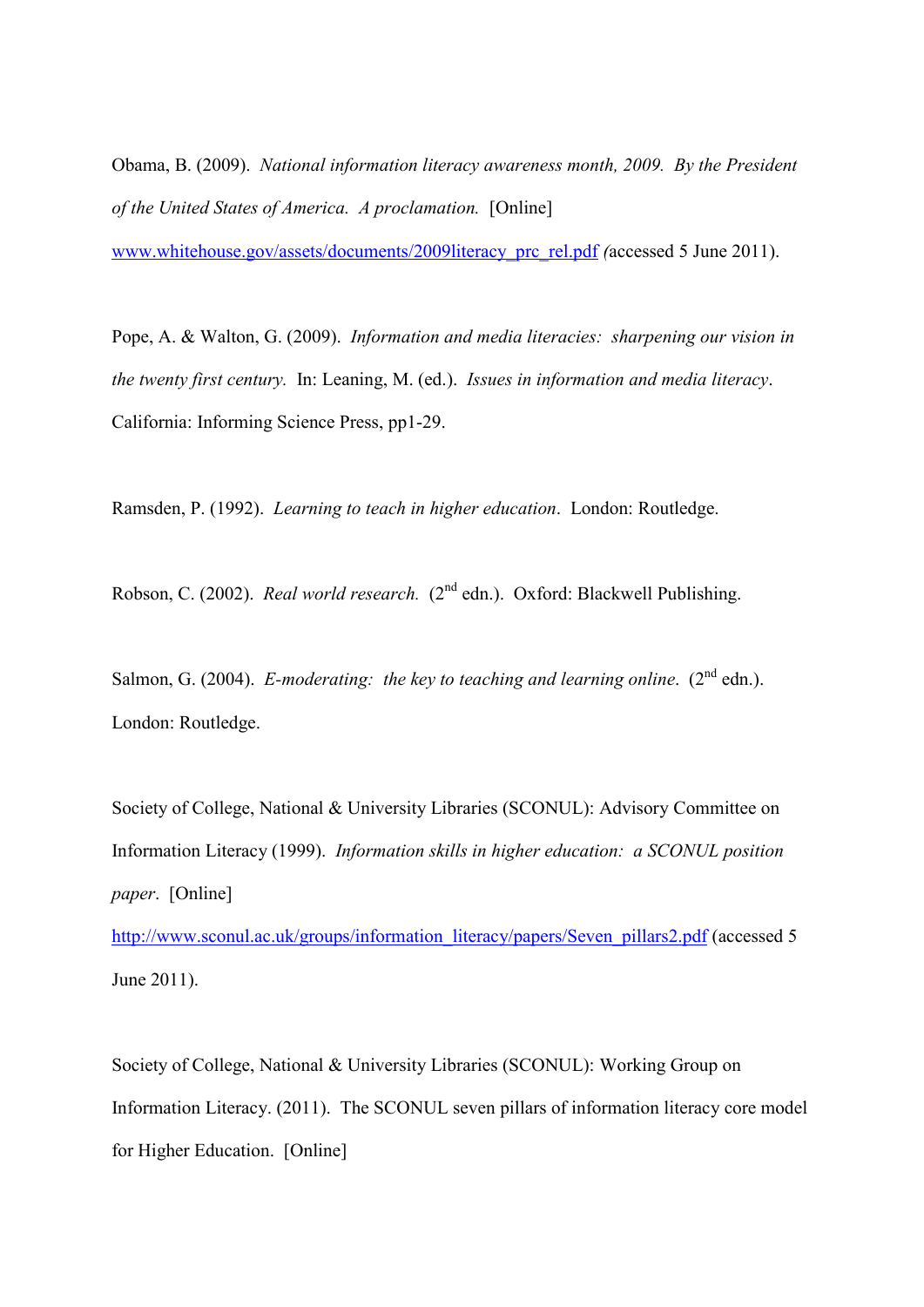Obama, B. (2009). *National information literacy awareness month, 2009. By the President of the United States of America. A proclamation.* [Online] www.whitehouse.gov/assets/documents/2009literacy_prc_rel.pdf (accessed 5 June 2011).

Pope, A. & Walton, G. (2009). *Information and media literacies: sharpening our vision in the twenty first century.* In: Leaning, M. (ed.). *Issues in information and media literacy*. California: Informing Science Press, pp1-29.

Ramsden, P. (1992). *Learning to teach in higher education*. London: Routledge.

Robson, C. (2002). *Real world research.* (2nd edn.). Oxford: Blackwell Publishing.

Salmon, G. (2004). *E-moderating: the key to teaching and learning online*. (2nd edn.). London: Routledge.

Society of College, National & University Libraries (SCONUL): Advisory Committee on Information Literacy (1999). *Information skills in higher education: a SCONUL position paper*. [Online] http://www.sconul.ac.uk/groups/information_literacy/papers/Seven_pillars2.pdf (accessed 5 June 2011).

Society of College, National & University Libraries (SCONUL): Working Group on Information Literacy. (2011). The SCONUL seven pillars of information literacy core model for Higher Education. [Online]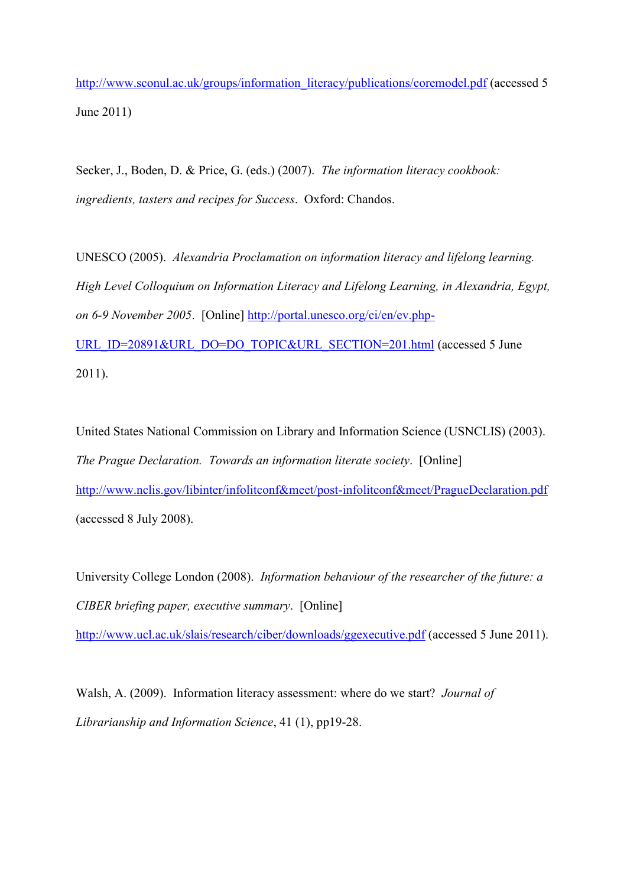http://www.sconul.ac.uk/groups/information_literacy/publications/coremodel.pdf (accessed 5 June 2011)

Secker, J., Boden, D. & Price, G. (eds.) (2007). *The information literacy cookbook: ingredients, tasters and recipes for Success*. Oxford: Chandos.

UNESCO (2005). *Alexandria Proclamation on information literacy and lifelong learning. High Level Colloquium on Information Literacy and Lifelong Learning, in Alexandria, Egypt, on 6-9 November 2005*. [Online] http://portal.unesco.org/ci/en/ev.php-URL_ID=20891&URL_DO=DO_TOPIC&URL_SECTION=201.html (accessed 5 June 2011).

United States National Commission on Library and Information Science (USNCLIS) (2003). *The Prague Declaration. Towards an information literate society*. [Online] http://www.nclis.gov/libinter/infolitconf&meet/post-infolitconf&meet/PragueDeclaration.pdf (accessed 8 July 2008).

University College London (2008). *Information behaviour of the researcher of the future: a CIBER briefing paper, executive summary*. [Online] http://www.ucl.ac.uk/slais/research/ciber/downloads/ggexecutive.pdf (accessed 5 June 2011).

Walsh, A. (2009). Information literacy assessment: where do we start? *Journal of Librarianship and Information Science*, 41 (1), pp19-28.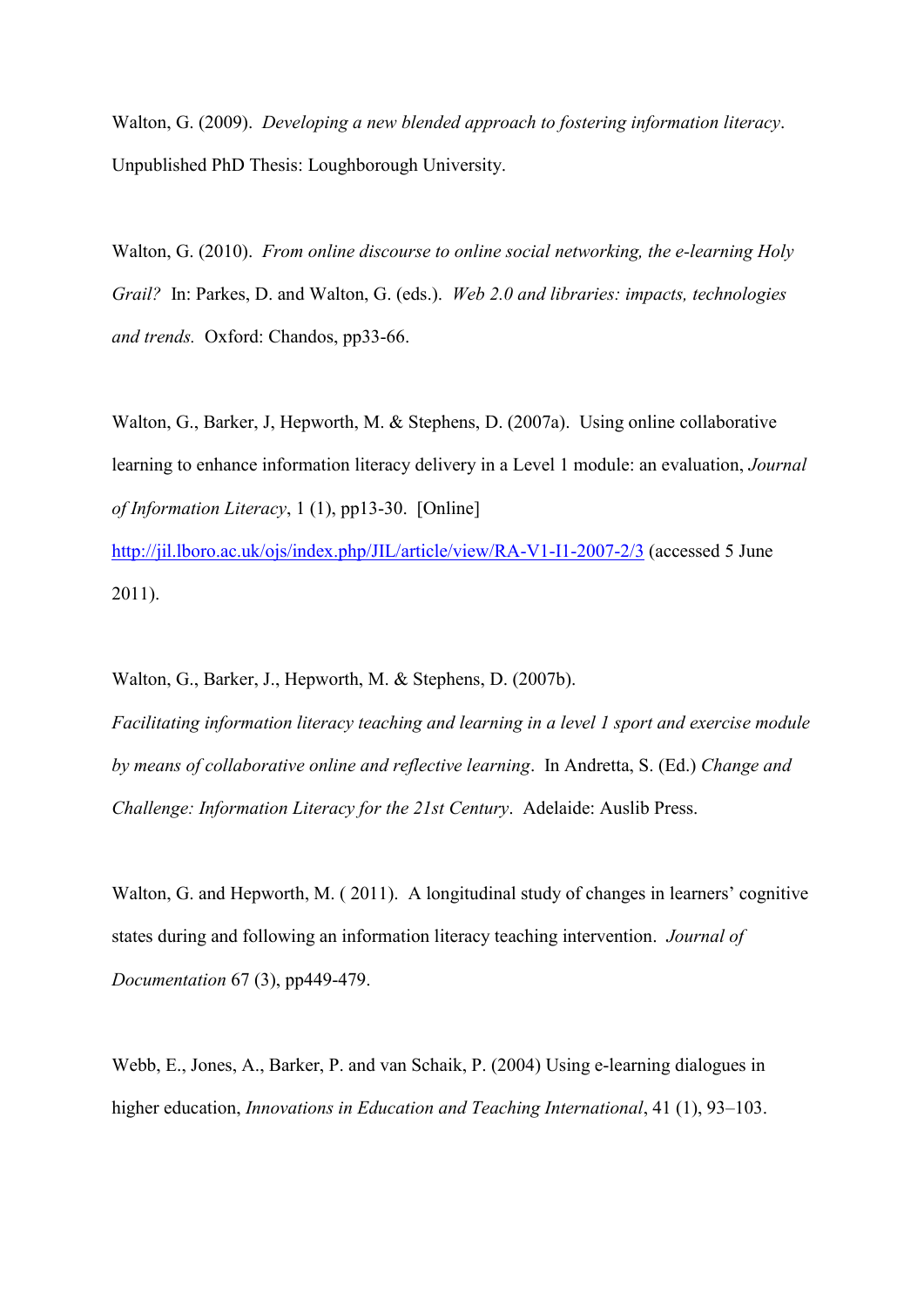Walton, G. (2009). *Developing a new blended approach to fostering information literacy*. Unpublished PhD Thesis: Loughborough University.

Walton, G. (2010). *From online discourse to online social networking, the e-learning Holy Grail?* In: Parkes, D. and Walton, G. (eds.). *Web 2.0 and libraries: impacts, technologies and trends.* Oxford: Chandos, pp33-66.

Walton, G., Barker, J, Hepworth, M. & Stephens, D. (2007a). Using online collaborative learning to enhance information literacy delivery in a Level 1 module: an evaluation, *Journal of Information Literacy*, 1 (1), pp13-30. [Online] http://jil.lboro.ac.uk/ojs/index.php/JIL/article/view/RA-V1-I1-2007-2/3 (accessed 5 June 2011).

Walton, G., Barker, J., Hepworth, M. & Stephens, D. (2007b). *Facilitating information literacy teaching and learning in a level 1 sport and exercise module by means of collaborative online and reflective learning*. In Andretta, S. (Ed.) *Change and Challenge: Information Literacy for the 21st Century*. Adelaide: Auslib Press.

Walton, G. and Hepworth, M. ( 2011). A longitudinal study of changes in learners' cognitive states during and following an information literacy teaching intervention. *Journal of Documentation* 67 (3), pp449-479.

Webb, E., Jones, A., Barker, P. and van Schaik, P. (2004) Using e-learning dialogues in higher education, *Innovations in Education and Teaching International*, 41 (1), 93–103.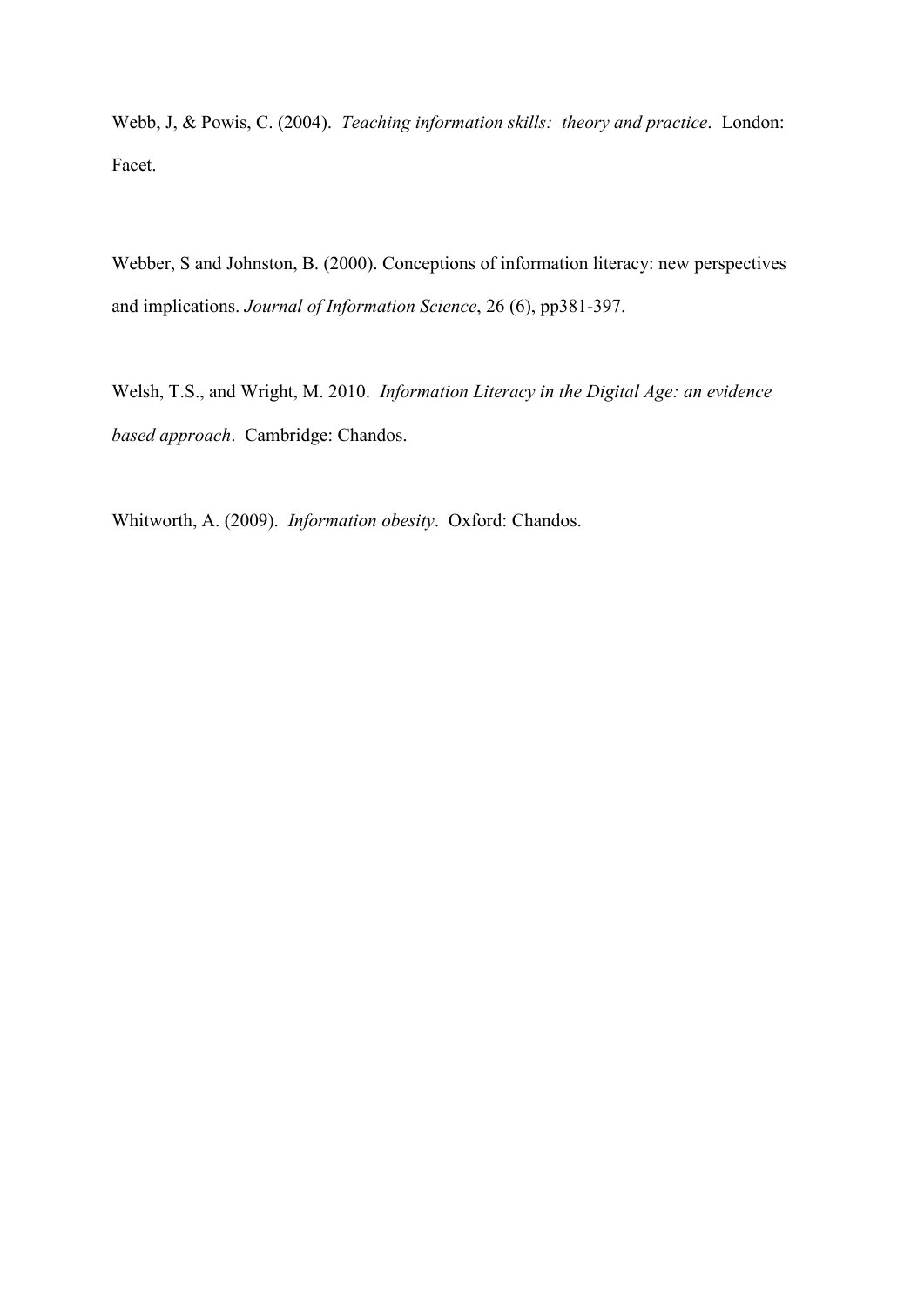Webb, J, & Powis, C. (2004). *Teaching information skills: theory and practice*. London: Facet.

Webber, S and Johnston, B. (2000). Conceptions of information literacy: new perspectives and implications. *Journal of Information Science*, 26 (6), pp381-397.

Welsh, T.S., and Wright, M. 2010. *Information Literacy in the Digital Age: an evidence based approach*. Cambridge: Chandos.

Whitworth, A. (2009). *Information obesity*. Oxford: Chandos.